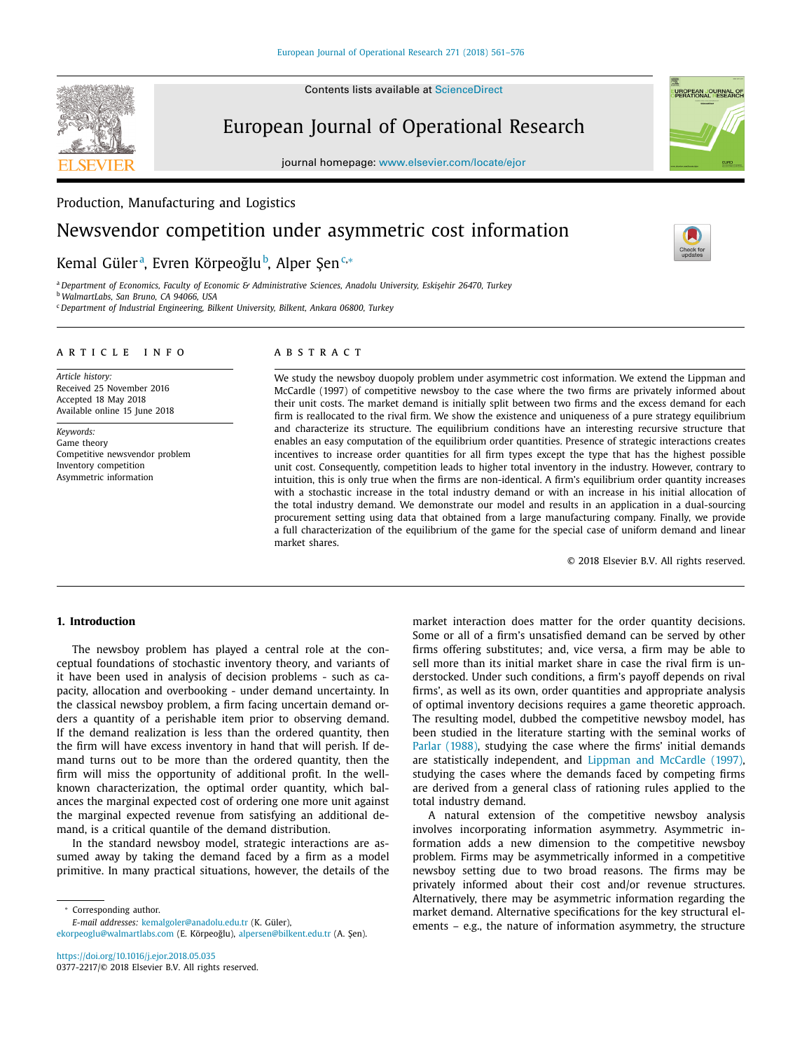Production, Manufacturing and Logistics

# Newsvendor competition under asymmetric cost information

Kemal Güler[a], Evren Körpeoğlu[b], Alper Şen[c,*]

[a] Department of Economics, Faculty of Economic & Administrative Sciences, Anadolu University, Eskişehir 26470, Turkey
[b] WalmartLabs, San Bruno, CA 94066, USA
[c] Department of Industrial Engineering, Bilkent University, Bilkent, Ankara 06800, Turkey

## ARTICLE INFO

*Article history:*
Received 25 November 2016
Accepted 18 May 2018
Available online 15 June 2018

*Keywords:*
Game theory
Competitive newsvendor problem
Inventory competition
Asymmetric information

## ABSTRACT

We study the newsboy duopoly problem under asymmetric cost information. We extend the Lippman and McCardle (1997) of competitive newsboy to the case where the two firms are privately informed about their unit costs. The market demand is initially split between two firms and the excess demand for each firm is reallocated to the rival firm. We show the existence and uniqueness of a pure strategy equilibrium and characterize its structure. The equilibrium conditions have an interesting recursive structure that enables an easy computation of the equilibrium order quantities. Presence of strategic interactions creates incentives to increase order quantities for all firm types except the type that has the highest possible unit cost. Consequently, competition leads to higher total inventory in the industry. However, contrary to intuition, this is only true when the firms are non-identical. A firm's equilibrium order quantity increases with a stochastic increase in the total industry demand or with an increase in his initial allocation of the total industry demand. We demonstrate our model and results in an application in a dual-sourcing procurement setting using data that obtained from a large manufacturing company. Finally, we provide a full characterization of the equilibrium of the game for the special case of uniform demand and linear market shares.

© 2018 Elsevier B.V. All rights reserved.

## 1. Introduction

The newsboy problem has played a central role at the conceptual foundations of stochastic inventory theory, and variants of it have been used in analysis of decision problems - such as capacity, allocation and overbooking - under demand uncertainty. In the classical newsboy problem, a firm facing uncertain demand orders a quantity of a perishable item prior to observing demand. If the demand realization is less than the ordered quantity, then the firm will have excess inventory in hand that will perish. If demand turns out to be more than the ordered quantity, then the firm will miss the opportunity of additional profit. In the well-known characterization, the optimal order quantity, which balances the marginal expected cost of ordering one more unit against the marginal expected revenue from satisfying an additional demand, is a critical quantile of the demand distribution.

In the standard newsboy model, strategic interactions are assumed away by taking the demand faced by a firm as a model primitive. In many practical situations, however, the details of the market interaction does matter for the order quantity decisions. Some or all of a firm's unsatisfied demand can be served by other firms offering substitutes; and, vice versa, a firm may be able to sell more than its initial market share in case the rival firm is understocked. Under such conditions, a firm's payoff depends on rival firms', as well as its own, order quantities and appropriate analysis of optimal inventory decisions requires a game theoretic approach. The resulting model, dubbed the competitive newsboy model, has been studied in the literature starting with the seminal works of Parlar (1988), studying the case where the firms' initial demands are statistically independent, and Lippman and McCardle (1997), studying the cases where the demands faced by competing firms are derived from a general class of rationing rules applied to the total industry demand.

A natural extension of the competitive newsboy analysis involves incorporating information asymmetry. Asymmetric information adds a new dimension to the competitive newsboy problem. Firms may be asymmetrically informed in a competitive newsboy setting due to two broad reasons. The firms may be privately informed about their cost and/or revenue structures. Alternatively, there may be asymmetric information regarding the market demand. Alternative specifications for the key structural elements – e.g., the nature of information asymmetry, the structure

* Corresponding author.
*E-mail addresses:* kemalgoler@anadolu.edu.tr (K. Güler), ekorpeoglu@walmartlabs.com (E. Körpeoğlu), alpersen@bilkent.edu.tr (A. Şen).

https://doi.org/10.1016/j.ejor.2018.05.035
0377-2217/© 2018 Elsevier B.V. All rights reserved.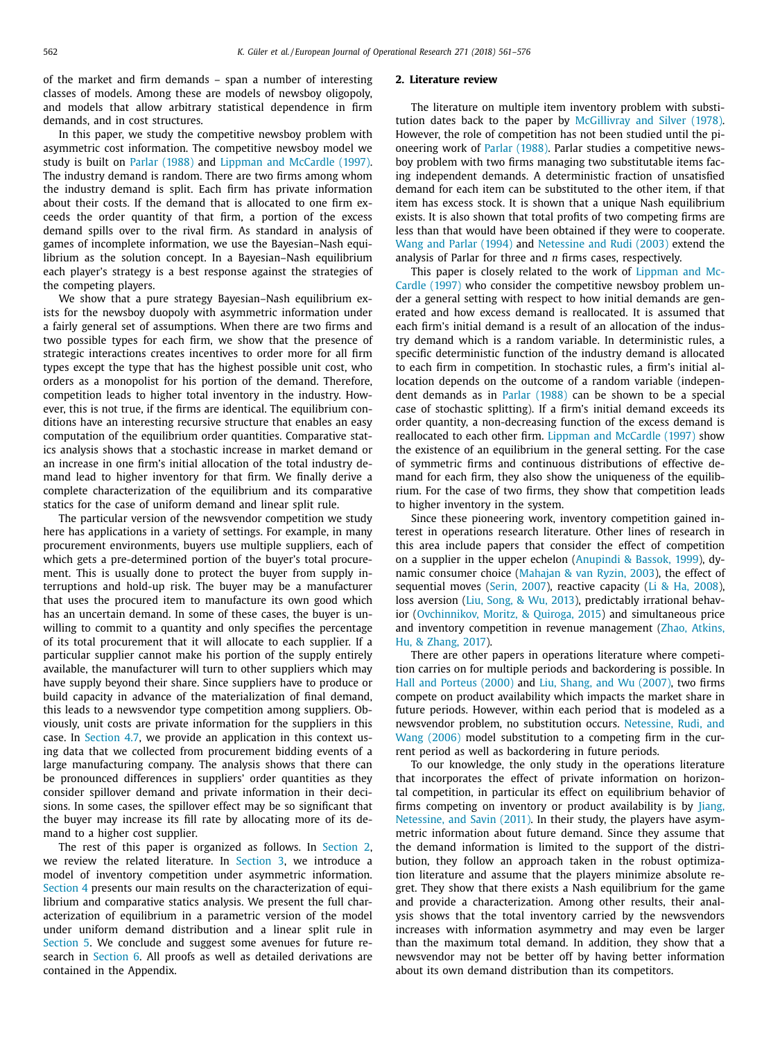of the market and firm demands – span a number of interesting classes of models. Among these are models of newsboy oligopoly, and models that allow arbitrary statistical dependence in firm demands, and in cost structures.

In this paper, we study the competitive newsboy problem with asymmetric cost information. The competitive newsboy model we study is built on Parlar (1988) and Lippman and McCardle (1997). The industry demand is random. There are two firms among whom the industry demand is split. Each firm has private information about their costs. If the demand that is allocated to one firm exceeds the order quantity of that firm, a portion of the excess demand spills over to the rival firm. As standard in analysis of games of incomplete information, we use the Bayesian–Nash equilibrium as the solution concept. In a Bayesian–Nash equilibrium each player's strategy is a best response against the strategies of the competing players.

We show that a pure strategy Bayesian–Nash equilibrium exists for the newsboy duopoly with asymmetric information under a fairly general set of assumptions. When there are two firms and two possible types for each firm, we show that the presence of strategic interactions creates incentives to order more for all firm types except the type that has the highest possible unit cost, who orders as a monopolist for his portion of the demand. Therefore, competition leads to higher total inventory in the industry. However, this is not true, if the firms are identical. The equilibrium conditions have an interesting recursive structure that enables an easy computation of the equilibrium order quantities. Comparative statics analysis shows that a stochastic increase in market demand or an increase in one firm's initial allocation of the total industry demand lead to higher inventory for that firm. We finally derive a complete characterization of the equilibrium and its comparative statics for the case of uniform demand and linear split rule.

The particular version of the newsvendor competition we study here has applications in a variety of settings. For example, in many procurement environments, buyers use multiple suppliers, each of which gets a pre-determined portion of the buyer's total procurement. This is usually done to protect the buyer from supply interruptions and hold-up risk. The buyer may be a manufacturer that uses the procured item to manufacture its own good which has an uncertain demand. In some of these cases, the buyer is unwilling to commit to a quantity and only specifies the percentage of its total procurement that it will allocate to each supplier. If a particular supplier cannot make his portion of the supply entirely available, the manufacturer will turn to other suppliers which may have supply beyond their share. Since suppliers have to produce or build capacity in advance of the materialization of final demand, this leads to a newsvendor type competition among suppliers. Obviously, unit costs are private information for the suppliers in this case. In Section 4.7, we provide an application in this context using data that we collected from procurement bidding events of a large manufacturing company. The analysis shows that there can be pronounced differences in suppliers' order quantities as they consider spillover demand and private information in their decisions. In some cases, the spillover effect may be so significant that the buyer may increase its fill rate by allocating more of its demand to a higher cost supplier.

The rest of this paper is organized as follows. In Section 2, we review the related literature. In Section 3, we introduce a model of inventory competition under asymmetric information. Section 4 presents our main results on the characterization of equilibrium and comparative statics analysis. We present the full characterization of equilibrium in a parametric version of the model under uniform demand distribution and a linear split rule in Section 5. We conclude and suggest some avenues for future research in Section 6. All proofs as well as detailed derivations are contained in the Appendix.

## 2. Literature review

The literature on multiple item inventory problem with substitution dates back to the paper by McGillivray and Silver (1978). However, the role of competition has not been studied until the pioneering work of Parlar (1988). Parlar studies a competitive newsboy problem with two firms managing two substitutable items facing independent demands. A deterministic fraction of unsatisfied demand for each item can be substituted to the other item, if that item has excess stock. It is shown that a unique Nash equilibrium exists. It is also shown that total profits of two competing firms are less than that would have been obtained if they were to cooperate. Wang and Parlar (1994) and Netessine and Rudi (2003) extend the analysis of Parlar for three and $n$ firms cases, respectively.

This paper is closely related to the work of Lippman and McCardle (1997) who consider the competitive newsboy problem under a general setting with respect to how initial demands are generated and how excess demand is reallocated. It is assumed that each firm's initial demand is a result of an allocation of the industry demand which is a random variable. In deterministic rules, a specific deterministic function of the industry demand is allocated to each firm in competition. In stochastic rules, a firm's initial allocation depends on the outcome of a random variable (independent demands as in Parlar (1988) can be shown to be a special case of stochastic splitting). If a firm's initial demand exceeds its order quantity, a non-decreasing function of the excess demand is reallocated to each other firm. Lippman and McCardle (1997) show the existence of an equilibrium in the general setting. For the case of symmetric firms and continuous distributions of effective demand for each firm, they also show the uniqueness of the equilibrium. For the case of two firms, they show that competition leads to higher inventory in the system.

Since these pioneering work, inventory competition gained interest in operations research literature. Other lines of research in this area include papers that consider the effect of competition on a supplier in the upper echelon (Anupindi & Bassok, 1999), dynamic consumer choice (Mahajan & van Ryzin, 2003), the effect of sequential moves (Serin, 2007), reactive capacity (Li & Ha, 2008), loss aversion (Liu, Song, & Wu, 2013), predictably irrational behavior (Ovchinnikov, Moritz, & Quiroga, 2015) and simultaneous price and inventory competition in revenue management (Zhao, Atkins, Hu, & Zhang, 2017).

There are other papers in operations literature where competition carries on for multiple periods and backordering is possible. In Hall and Porteus (2000) and Liu, Shang, and Wu (2007), two firms compete on product availability which impacts the market share in future periods. However, within each period that is modeled as a newsvendor problem, no substitution occurs. Netessine, Rudi, and Wang (2006) model substitution to a competing firm in the current period as well as backordering in future periods.

To our knowledge, the only study in the operations literature that incorporates the effect of private information on horizontal competition, in particular its effect on equilibrium behavior of firms competing on inventory or product availability is by Jiang, Netessine, and Savin (2011). In their study, the players have asymmetric information about future demand. Since they assume that the demand information is limited to the support of the distribution, they follow an approach taken in the robust optimization literature and assume that the players minimize absolute regret. They show that there exists a Nash equilibrium for the game and provide a characterization. Among other results, their analysis shows that the total inventory carried by the newsvendors increases with information asymmetry and may even be larger than the maximum total demand. In addition, they show that a newsvendor may not be better off by having better information about its own demand distribution than its competitors.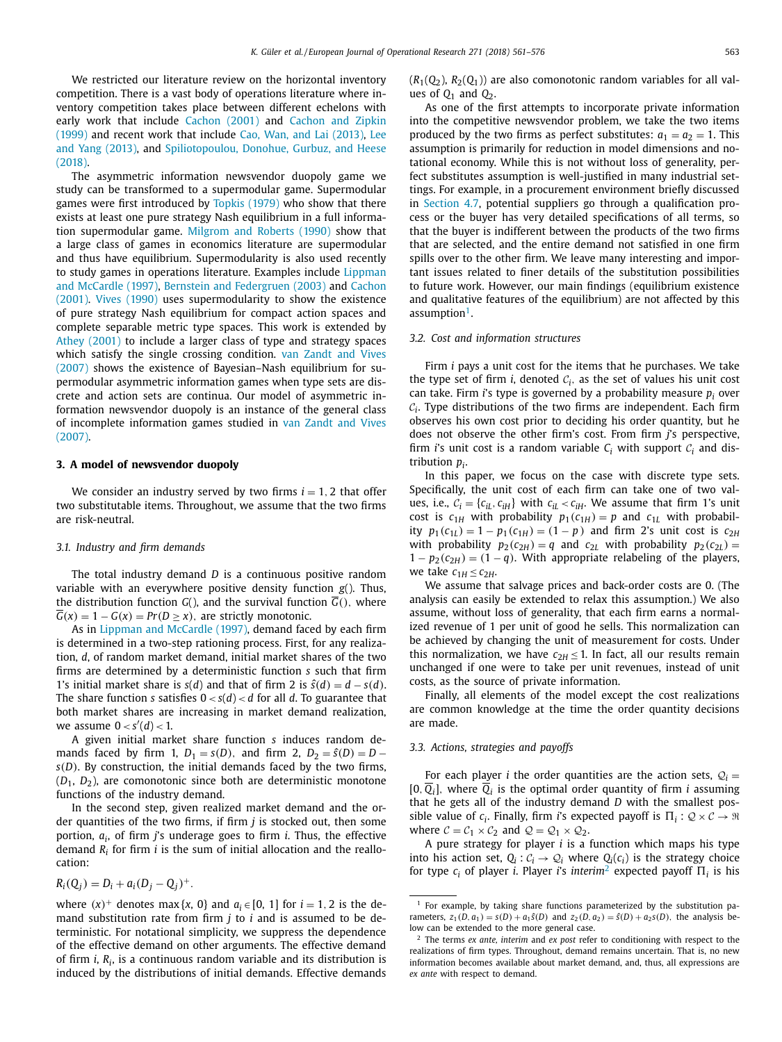We restricted our literature review on the horizontal inventory competition. There is a vast body of operations literature where inventory competition takes place between different echelons with early work that include Cachon (2001) and Cachon and Zipkin (1999) and recent work that include Cao, Wan, and Lai (2013), Lee and Yang (2013), and Spiliotopoulou, Donohue, Gurbuz, and Heese (2018).

The asymmetric information newsvendor duopoly game we study can be transformed to a supermodular game. Supermodular games were first introduced by Topkis (1979) who show that there exists at least one pure strategy Nash equilibrium in a full information supermodular game. Milgrom and Roberts (1990) show that a large class of games in economics literature are supermodular and thus have equilibrium. Supermodularity is also used recently to study games in operations literature. Examples include Lippman and McCardle (1997), Bernstein and Federgruen (2003) and Cachon (2001). Vives (1990) uses supermodularity to show the existence of pure strategy Nash equilibrium for compact action spaces and complete separable metric type spaces. This work is extended by Athey (2001) to include a larger class of type and strategy spaces which satisfy the single crossing condition. van Zandt and Vives (2007) shows the existence of Bayesian–Nash equilibrium for supermodular asymmetric information games when type sets are discrete and action sets are continua. Our model of asymmetric information newsvendor duopoly is an instance of the general class of incomplete information games studied in van Zandt and Vives (2007).

## 3. A model of newsvendor duopoly

We consider an industry served by two firms $i = 1, 2$ that offer two substitutable items. Throughout, we assume that the two firms are risk-neutral.

### 3.1. Industry and firm demands

The total industry demand $D$ is a continuous positive random variable with an everywhere positive density function $g()$. Thus, the distribution function $G()$, and the survival function $\overline{G}()$, where $\overline{G}(x) = 1 - G(x) = Pr(D \geq x)$, are strictly monotonic.

As in Lippman and McCardle (1997), demand faced by each firm is determined in a two-step rationing process. First, for any realization, $d$, of random market demand, initial market shares of the two firms are determined by a deterministic function $s$ such that firm 1's initial market share is $s(d)$ and that of firm 2 is $\hat{s}(d) = d - s(d)$. The share function $s$ satisfies $0 < s(d) < d$ for all $d$. To guarantee that both market shares are increasing in market demand realization, we assume $0 < s'(d) < 1$.

A given initial market share function $s$ induces random demands faced by firm 1, $D_1 = s(D)$, and firm 2, $D_2 = \hat{s}(D) = D - s(D)$. By construction, the initial demands faced by the two firms, $(D_1, D_2)$, are comonotonic since both are deterministic monotone functions of the industry demand.

In the second step, given realized market demand and the order quantities of the two firms, if firm $j$ is stocked out, then some portion, $a_i$, of firm $j$'s underage goes to firm $i$. Thus, the effective demand $R_i$ for firm $i$ is the sum of initial allocation and the reallocation:

$$R_i(Q_j) = D_i + a_i(D_j - Q_j)^+.$$

where $(x)^+$ denotes $\max\{x, 0\}$ and $a_i \in [0, 1]$ for $i = 1, 2$ is the demand substitution rate from firm $j$ to $i$ and is assumed to be deterministic. For notational simplicity, we suppress the dependence of the effective demand on other arguments. The effective demand of firm $i$, $R_i$, is a continuous random variable and its distribution is induced by the distributions of initial demands. Effective demands $(R_1(Q_2), R_2(Q_1))$ are also comonotonic random variables for all values of $Q_1$ and $Q_2$.

As one of the first attempts to incorporate private information into the competitive newsvendor problem, we take the two items produced by the two firms as perfect substitutes: $a_1 = a_2 = 1$. This assumption is primarily for reduction in model dimensions and notational economy. While this is not without loss of generality, perfect substitutes assumption is well-justified in many industrial settings. For example, in a procurement environment briefly discussed in Section 4.7, potential suppliers go through a qualification process or the buyer has very detailed specifications of all terms, so that the buyer is indifferent between the products of the two firms that are selected, and the entire demand not satisfied in one firm spills over to the other firm. We leave many interesting and important issues related to finer details of the substitution possibilities to future work. However, our main findings (equilibrium existence and qualitative features of the equilibrium) are not affected by this assumption[1].

### 3.2. Cost and information structures

Firm $i$ pays a unit cost for the items that he purchases. We take the type set of firm $i$, denoted $\mathcal{C}_i$, as the set of values his unit cost can take. Firm $i$'s type is governed by a probability measure $p_i$ over $\mathcal{C}_i$. Type distributions of the two firms are independent. Each firm observes his own cost prior to deciding his order quantity, but he does not observe the other firm's cost. From firm $j$'s perspective, firm $i$'s unit cost is a random variable $C_i$ with support $\mathcal{C}_i$ and distribution $p_i$.

In this paper, we focus on the case with discrete type sets. Specifically, the unit cost of each firm can take one of two values, i.e., $\mathcal{C}_i = \{c_{iL}, c_{iH}\}$ with $c_{iL} < c_{iH}$. We assume that firm 1's unit cost is $c_{1H}$ with probability $p_1(c_{1H}) = p$ and $c_{1L}$ with probability $p_1(c_{1L}) = 1 - p_1(c_{1H}) = (1 - p)$ and firm 2's unit cost is $c_{2H}$ with probability $p_2(c_{2H}) = q$ and $c_{2L}$ with probability $p_2(c_{2L}) = 1 - p_2(c_{2H}) = (1 - q)$. With appropriate relabeling of the players, we take $c_{1H} \leq c_{2H}$.

We assume that salvage prices and back-order costs are 0. (The analysis can easily be extended to relax this assumption.) We also assume, without loss of generality, that each firm earns a normalized revenue of 1 per unit of good he sells. This normalization can be achieved by changing the unit of measurement for costs. Under this normalization, we have $c_{2H} \leq 1$. In fact, all our results remain unchanged if one were to take per unit revenues, instead of unit costs, as the source of private information.

Finally, all elements of the model except the cost realizations are common knowledge at the time the order quantity decisions are made.

### 3.3. Actions, strategies and payoffs

For each player $i$ the order quantities are the action sets, $\mathcal{Q}_i = [0, \overline{Q}_i]$, where $\overline{Q}_i$ is the optimal order quantity of firm $i$ assuming that he gets all of the industry demand $D$ with the smallest possible value of $c_i$. Finally, firm $i$'s expected payoff is $\Pi_i : \mathcal{Q} \times \mathcal{C} \to \Re$ where $\mathcal{C} = \mathcal{C}_1 \times \mathcal{C}_2$ and $\mathcal{Q} = \mathcal{Q}_1 \times \mathcal{Q}_2$.

A pure strategy for player $i$ is a function which maps his type into his action set, $Q_i : \mathcal{C}_i \to \mathcal{Q}_i$ where $Q_i(c_i)$ is the strategy choice for type $c_i$ of player $i$. Player $i$'s *interim*[2] expected payoff $\Pi_i$ is his

---

[1] For example, by taking share functions parameterized by the substitution parameters, $z_1(D, a_1) = s(D) + a_1\hat{s}(D)$ and $z_2(D, a_2) = \hat{s}(D) + a_2 s(D)$, the analysis below can be extended to the more general case.

[2] The terms *ex ante*, *interim* and *ex post* refer to conditioning with respect to the realizations of firm types. Throughout, demand remains uncertain. That is, no new information becomes available about market demand, and, thus, all expressions are *ex ante* with respect to demand.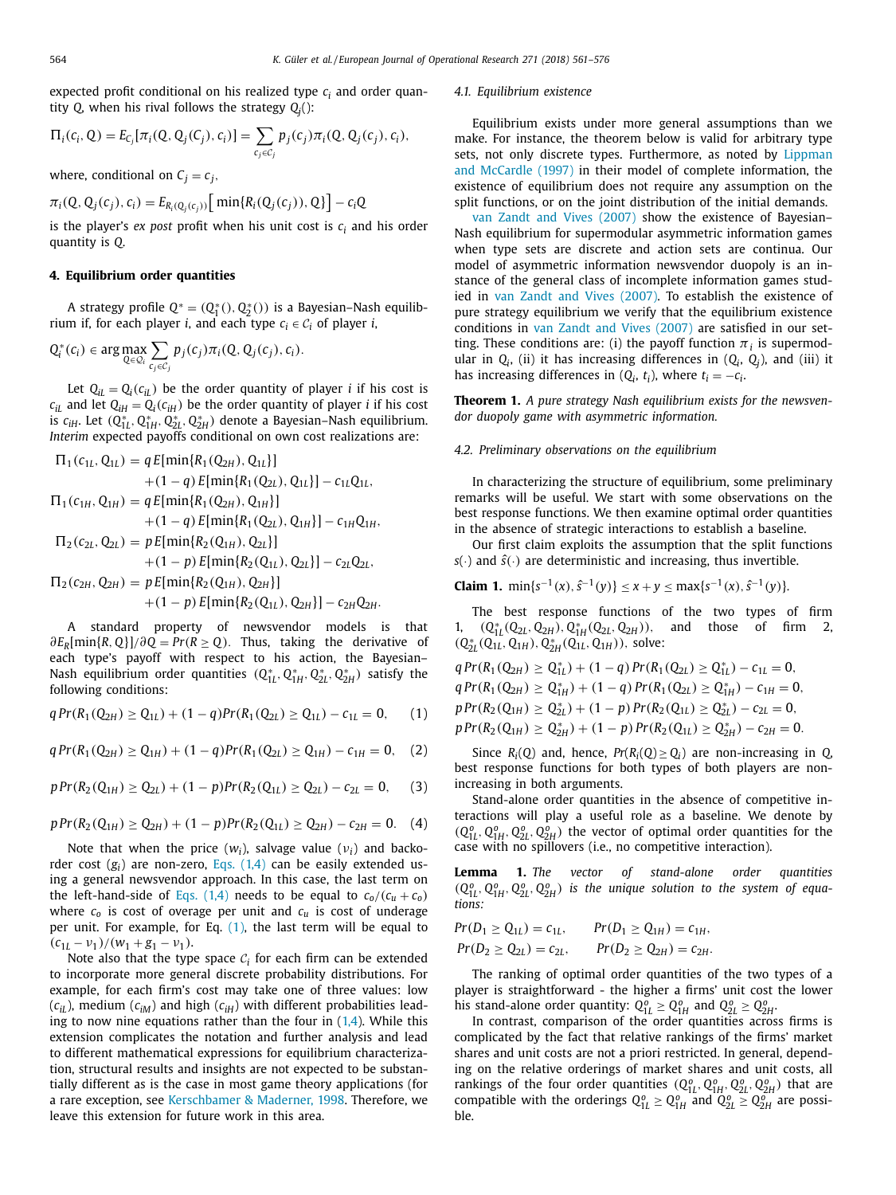expected profit conditional on his realized type $c_i$ and order quantity $Q$, when his rival follows the strategy $Q_j()$:

$$\Pi_i(c_i, Q) = E_{C_j}[\pi_i(Q, Q_j(C_j), c_i)] = \sum_{c_j \in \mathcal{C}_j} p_j(c_j)\pi_i(Q, Q_j(c_j), c_i),$$

where, conditional on $C_j = c_j$,

$$\pi_i(Q, Q_j(c_j), c_i) = E_{R_i(Q_j(c_j))}\Big[\min\{R_i(Q_j(c_j)), Q\}\Big] - c_i Q$$

is the player's *ex post* profit when his unit cost is $c_i$ and his order quantity is $Q$.

## 4. Equilibrium order quantities

A strategy profile $Q^* = (Q_1^*(), Q_2^*())$ is a Bayesian–Nash equilibrium if, for each player $i$, and each type $c_i \in \mathcal{C}_i$ of player $i$,

$$Q_i^*(c_i) \in \arg\max_{Q \in \mathcal{Q}_i} \sum_{c_j \in \mathcal{C}_j} p_j(c_j)\pi_i(Q, Q_j(c_j), c_i).$$

Let $Q_{iL} = Q_i(c_{iL})$ be the order quantity of player $i$ if his cost is $c_{iL}$ and let $Q_{iH} = Q_i(c_{iH})$ be the order quantity of player $i$ if his cost is $c_{iH}$. Let $(Q_{1L}^*, Q_{1H}^*, Q_{2L}^*, Q_{2H}^*)$ denote a Bayesian–Nash equilibrium. *Interim* expected payoffs conditional on own cost realizations are:

$$\begin{aligned}
\Pi_1(c_{1L}, Q_{1L}) &= q\,E[\min\{R_1(Q_{2H}), Q_{1L}\}] \\
&\quad + (1-q)\,E[\min\{R_1(Q_{2L}), Q_{1L}\}] - c_{1L}Q_{1L}, \\
\Pi_1(c_{1H}, Q_{1H}) &= q\,E[\min\{R_1(Q_{2H}), Q_{1H}\}] \\
&\quad + (1-q)\,E[\min\{R_1(Q_{2L}), Q_{1H}\}] - c_{1H}Q_{1H}, \\
\Pi_2(c_{2L}, Q_{2L}) &= p\,E[\min\{R_2(Q_{1H}), Q_{2L}\}] \\
&\quad + (1-p)\,E[\min\{R_2(Q_{1L}), Q_{2L}\}] - c_{2L}Q_{2L}, \\
\Pi_2(c_{2H}, Q_{2H}) &= p\,E[\min\{R_2(Q_{1H}), Q_{2H}\}] \\
&\quad + (1-p)\,E[\min\{R_2(Q_{1L}), Q_{2H}\}] - c_{2H}Q_{2H}.
\end{aligned}$$

A standard property of newsvendor models is that $\partial E_R[\min\{R, Q\}]/\partial Q = Pr(R \geq Q)$. Thus, taking the derivative of each type's payoff with respect to his action, the Bayesian–Nash equilibrium order quantities $(Q_{1L}^*, Q_{1H}^*, Q_{2L}^*, Q_{2H}^*)$ satisfy the following conditions:

$$q\,Pr(R_1(Q_{2H}) \geq Q_{1L}) + (1-q)Pr(R_1(Q_{2L}) \geq Q_{1L}) - c_{1L} = 0, \quad (1)$$

$$q\,Pr(R_1(Q_{2H}) \geq Q_{1H}) + (1-q)Pr(R_1(Q_{2L}) \geq Q_{1H}) - c_{1H} = 0, \quad (2)$$

$$p\,Pr(R_2(Q_{1H}) \geq Q_{2L}) + (1-p)Pr(R_2(Q_{1L}) \geq Q_{2L}) - c_{2L} = 0, \quad (3)$$

$$p\,Pr(R_2(Q_{1H}) \geq Q_{2H}) + (1-p)Pr(R_2(Q_{1L}) \geq Q_{2H}) - c_{2H} = 0. \quad (4)$$

Note that when the price ($w_i$), salvage value ($\nu_i$) and backorder cost ($g_i$) are non-zero, Eqs. (1,4) can be easily extended using a general newsvendor approach. In this case, the last term on the left-hand-side of Eqs. (1,4) needs to be equal to $c_o/(c_u + c_o)$ where $c_o$ is cost of overage per unit and $c_u$ is cost of underage per unit. For example, for Eq. (1), the last term will be equal to $(c_{1L} - \nu_1)/(w_1 + g_1 - \nu_1)$.

Note also that the type space $\mathcal{C}_i$ for each firm can be extended to incorporate more general discrete probability distributions. For example, for each firm's cost may take one of three values: low ($c_{iL}$), medium ($c_{iM}$) and high ($c_{iH}$) with different probabilities leading to now nine equations rather than the four in (1,4). While this extension complicates the notation and further analysis and lead to different mathematical expressions for equilibrium characterization, structural results and insights are not expected to be substantially different as is the case in most game theory applications (for a rare exception, see Kerschbamer & Maderner, 1998. Therefore, we leave this extension for future work in this area.

### 4.1. Equilibrium existence

Equilibrium exists under more general assumptions than we make. For instance, the theorem below is valid for arbitrary type sets, not only discrete types. Furthermore, as noted by Lippman and McCardle (1997) in their model of complete information, the existence of equilibrium does not require any assumption on the split functions, or on the joint distribution of the initial demands.

van Zandt and Vives (2007) show the existence of Bayesian–Nash equilibrium for supermodular asymmetric information games when type sets are discrete and action sets are continua. Our model of asymmetric information newsvendor duopoly is an instance of the general class of incomplete information games studied in van Zandt and Vives (2007). To establish the existence of pure strategy equilibrium we verify that the equilibrium existence conditions in van Zandt and Vives (2007) are satisfied in our setting. These conditions are: (i) the payoff function $\pi_i$ is supermodular in $Q_i$, (ii) it has increasing differences in $(Q_i, Q_j)$, and (iii) it has increasing differences in $(Q_i, t_i)$, where $t_i = -c_i$.

**Theorem 1.** *A pure strategy Nash equilibrium exists for the newsvendor duopoly game with asymmetric information.*

### 4.2. Preliminary observations on the equilibrium

In characterizing the structure of equilibrium, some preliminary remarks will be useful. We start with some observations on the best response functions. We then examine optimal order quantities in the absence of strategic interactions to establish a baseline.

Our first claim exploits the assumption that the split functions $s(\cdot)$ and $\hat{s}(\cdot)$ are deterministic and increasing, thus invertible.

**Claim 1.** $\min\{s^{-1}(x), \hat{s}^{-1}(y)\} \leq x + y \leq \max\{s^{-1}(x), \hat{s}^{-1}(y)\}$.

The best response functions of the two types of firm 1, $(Q_{1L}^*(Q_{2L}, Q_{2H}), Q_{1H}^*(Q_{2L}, Q_{2H}))$, and those of firm 2, $(Q_{2L}^*(Q_{1L}, Q_{1H}), Q_{2H}^*(Q_{1L}, Q_{1H}))$, solve:

$$\begin{aligned}
&q\,Pr(R_1(Q_{2H}) \geq Q_{1L}^*) + (1-q)\,Pr(R_1(Q_{2L}) \geq Q_{1L}^*) - c_{1L} = 0, \\
&q\,Pr(R_1(Q_{2H}) \geq Q_{1H}^*) + (1-q)\,Pr(R_1(Q_{2L}) \geq Q_{1H}^*) - c_{1H} = 0, \\
&p\,Pr(R_2(Q_{1H}) \geq Q_{2L}^*) + (1-p)\,Pr(R_2(Q_{1L}) \geq Q_{2L}^*) - c_{2L} = 0, \\
&p\,Pr(R_2(Q_{1H}) \geq Q_{2H}^*) + (1-p)\,Pr(R_2(Q_{1L}) \geq Q_{2H}^*) - c_{2H} = 0.
\end{aligned}$$

Since $R_i(Q)$ and, hence, $Pr(R_i(Q) \geq Q_i)$ are non-increasing in $Q$, best response functions for both types of both players are non-increasing in both arguments.

Stand-alone order quantities in the absence of competitive interactions will play a useful role as a baseline. We denote by $(Q_{1L}^o, Q_{1H}^o, Q_{2L}^o, Q_{2H}^o)$ the vector of optimal order quantities for the case with no spillovers (i.e., no competitive interaction).

**Lemma 1.** *The vector of stand-alone order quantities $(Q_{1L}^o, Q_{1H}^o, Q_{2L}^o, Q_{2H}^o)$ is the unique solution to the system of equations:*

$$Pr(D_1 \geq Q_{1L}) = c_{1L}, \qquad Pr(D_1 \geq Q_{1H}) = c_{1H},$$
$$Pr(D_2 \geq Q_{2L}) = c_{2L}, \qquad Pr(D_2 \geq Q_{2H}) = c_{2H}.$$

The ranking of optimal order quantities of the two types of a player is straightforward - the higher a firms' unit cost the lower his stand-alone order quantity: $Q_{1L}^o \geq Q_{1H}^o$ and $Q_{2L}^o \geq Q_{2H}^o$.

In contrast, comparison of the order quantities across firms is complicated by the fact that relative rankings of the firms' market shares and unit costs are not a priori restricted. In general, depending on the relative orderings of market shares and unit costs, all rankings of the four order quantities $(Q_{1L}^o, Q_{1H}^o, Q_{2L}^o, Q_{2H}^o)$ that are compatible with the orderings $Q_{1L}^o \geq Q_{1H}^o$ and $Q_{2L}^o \geq Q_{2H}^o$ are possible.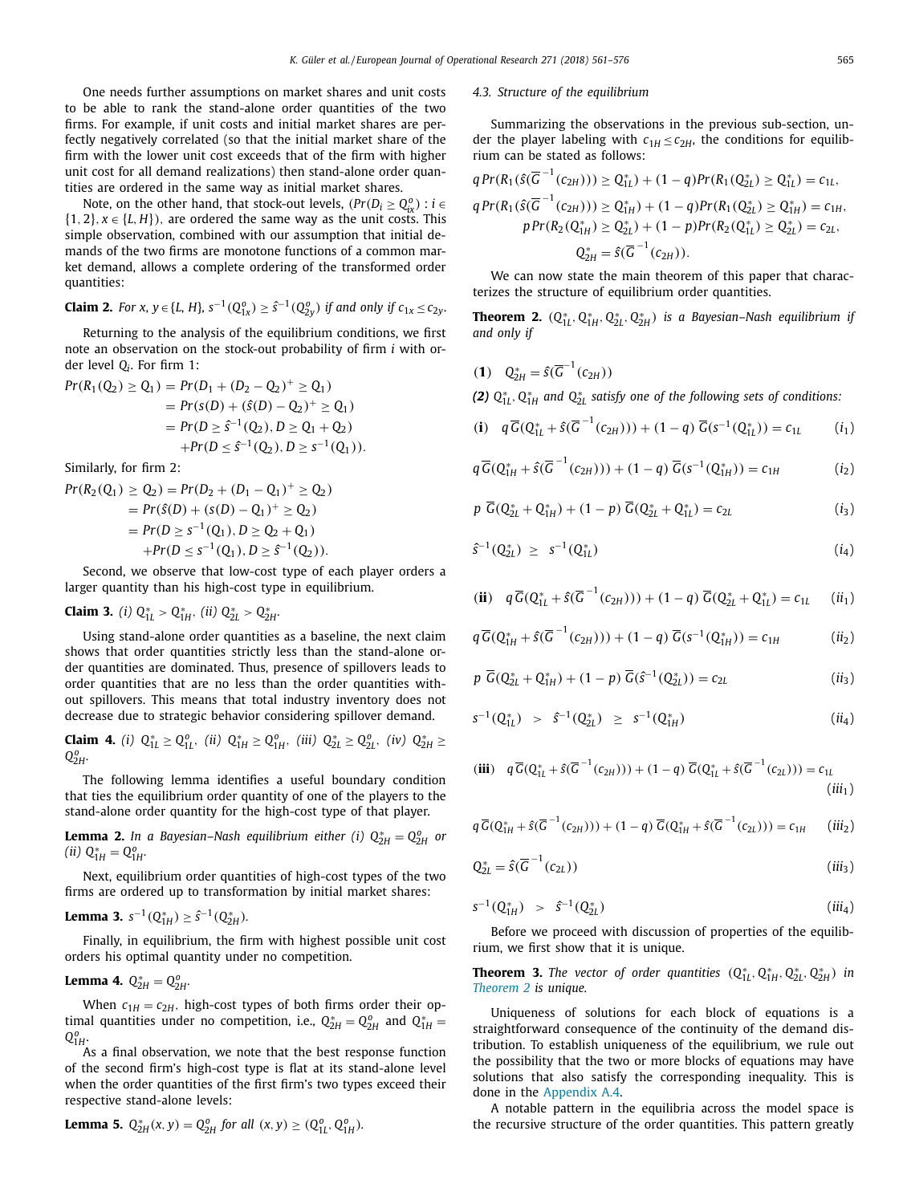One needs further assumptions on market shares and unit costs to be able to rank the stand-alone order quantities of the two firms. For example, if unit costs and initial market shares are perfectly negatively correlated (so that the initial market share of the firm with the lower unit cost exceeds that of the firm with higher unit cost for all demand realizations) then stand-alone order quantities are ordered in the same way as initial market shares.

Note, on the other hand, that stock-out levels, $(Pr(D_i \geq Q^o_{ix}) : i \in \{1, 2\}, x \in \{L, H\})$, are ordered the same way as the unit costs. This simple observation, combined with our assumption that initial demands of the two firms are monotone functions of a common market demand, allows a complete ordering of the transformed order quantities:

**Claim 2.** *For $x, y \in \{L, H\}$, $s^{-1}(Q^o_{1x}) \geq \hat{s}^{-1}(Q^o_{2y})$ if and only if $c_{1x} \leq c_{2y}$.*

Returning to the analysis of the equilibrium conditions, we first note an observation on the stock-out probability of firm $i$ with order level $Q_i$. For firm 1:

$$
\begin{aligned}
Pr(R_1(Q_2) \geq Q_1) &= Pr(D_1 + (D_2 - Q_2)^+ \geq Q_1) \\
&= Pr(s(D) + (\hat{s}(D) - Q_2)^+ \geq Q_1) \\
&= Pr(D \geq \hat{s}^{-1}(Q_2), D \geq Q_1 + Q_2) \\
&\quad + Pr(D \leq \hat{s}^{-1}(Q_2), D \geq s^{-1}(Q_1)).
\end{aligned}
$$

Similarly, for firm 2:

$$
\begin{aligned}
Pr(R_2(Q_1) \geq Q_2) &= Pr(D_2 + (D_1 - Q_1)^+ \geq Q_2) \\
&= Pr(\hat{s}(D) + (s(D) - Q_1)^+ \geq Q_2) \\
&= Pr(D \geq s^{-1}(Q_1), D \geq Q_2 + Q_1) \\
&\quad + Pr(D \leq s^{-1}(Q_1), D \geq \hat{s}^{-1}(Q_2)).
\end{aligned}
$$

Second, we observe that low-cost type of each player orders a larger quantity than his high-cost type in equilibrium.

**Claim 3.** *(i) $Q^*_{1L} > Q^*_{1H}$, (ii) $Q^*_{2L} > Q^*_{2H}$.*

Using stand-alone order quantities as a baseline, the next claim shows that order quantities strictly less than the stand-alone order quantities are dominated. Thus, presence of spillovers leads to order quantities that are no less than the order quantities without spillovers. This means that total industry inventory does not decrease due to strategic behavior considering spillover demand.

**Claim 4.** *(i) $Q^*_{1L} \geq Q^o_{1L}$, (ii) $Q^*_{1H} \geq Q^o_{1H}$, (iii) $Q^*_{2L} \geq Q^o_{2L}$, (iv) $Q^*_{2H} \geq Q^o_{2H}$.*

The following lemma identifies a useful boundary condition that ties the equilibrium order quantity of one of the players to the stand-alone order quantity for the high-cost type of that player.

**Lemma 2.** *In a Bayesian–Nash equilibrium either (i) $Q^*_{2H} = Q^o_{2H}$ or (ii) $Q^*_{1H} = Q^o_{1H}$.*

Next, equilibrium order quantities of high-cost types of the two firms are ordered up to transformation by initial market shares:

**Lemma 3.** $s^{-1}(Q^*_{1H}) \geq \hat{s}^{-1}(Q^*_{2H})$.

Finally, in equilibrium, the firm with highest possible unit cost orders his optimal quantity under no competition.

**Lemma 4.** $Q^*_{2H} = Q^o_{2H}$.

When $c_{1H} = c_{2H}$, high-cost types of both firms order their optimal quantities under no competition, i.e., $Q^*_{2H} = Q^o_{2H}$ and $Q^*_{1H} = Q^o_{1H}$.

As a final observation, we note that the best response function of the second firm's high-cost type is flat at its stand-alone level when the order quantities of the first firm's two types exceed their respective stand-alone levels:

**Lemma 5.** $Q^*_{2H}(x, y) = Q^o_{2H}$ *for all* $(x, y) \geq (Q^o_{1L}, Q^o_{1H})$.

### 4.3. Structure of the equilibrium

Summarizing the observations in the previous sub-section, under the player labeling with $c_{1H} \leq c_{2H}$, the conditions for equilibrium can be stated as follows:

$$
\begin{aligned}
q\, Pr(R_1(\hat{s}(\overline{G}^{-1}(c_{2H}))) \geq Q^*_{1L}) + (1-q) Pr(R_1(Q^*_{2L}) \geq Q^*_{1L}) &= c_{1L}, \\
q\, Pr(R_1(\hat{s}(\overline{G}^{-1}(c_{2H}))) \geq Q^*_{1H}) + (1-q) Pr(R_1(Q^*_{2L}) \geq Q^*_{1H}) &= c_{1H}, \\
p\, Pr(R_2(Q^*_{1H}) \geq Q^*_{2L}) + (1-p) Pr(R_2(Q^*_{1L}) \geq Q^*_{2L}) &= c_{2L}, \\
Q^*_{2H} &= \hat{s}(\overline{G}^{-1}(c_{2H})).
\end{aligned}
$$

We can now state the main theorem of this paper that characterizes the structure of equilibrium order quantities.

**Theorem 2.** *$(Q^*_{1L}, Q^*_{1H}, Q^*_{2L}, Q^*_{2H})$ is a Bayesian–Nash equilibrium if and only if*

**(1)** $Q^*_{2H} = \hat{s}(\overline{G}^{-1}(c_{2H}))$

***(2)*** *$Q^*_{1L}, Q^*_{1H}$ and $Q^*_{2L}$ satisfy one of the following sets of conditions:*

**(i)**
$$q\,\overline{G}(Q^*_{1L} + \hat{s}(\overline{G}^{-1}(c_{2H}))) + (1-q)\,\overline{G}(s^{-1}(Q^*_{1L})) = c_{1L} \qquad (i_1)$$

$$q\,\overline{G}(Q^*_{1H} + \hat{s}(\overline{G}^{-1}(c_{2H}))) + (1-q)\,\overline{G}(s^{-1}(Q^*_{1H})) = c_{1H} \qquad (i_2)$$

$$p\;\overline{G}(Q^*_{2L} + Q^*_{1H}) + (1-p)\;\overline{G}(Q^*_{2L} + Q^*_{1L}) = c_{2L} \qquad (i_3)$$

$$\hat{s}^{-1}(Q^*_{2L}) \;\geq\; s^{-1}(Q^*_{1L}) \qquad (i_4)$$

**(ii)**
$$q\,\overline{G}(Q^*_{1L} + \hat{s}(\overline{G}^{-1}(c_{2H}))) + (1-q)\,\overline{G}(Q^*_{2L} + Q^*_{1L}) = c_{1L} \qquad (ii_1)$$

$$q\,\overline{G}(Q^*_{1H} + \hat{s}(\overline{G}^{-1}(c_{2H}))) + (1-q)\,\overline{G}(s^{-1}(Q^*_{1H})) = c_{1H} \qquad (ii_2)$$

$$p\;\overline{G}(Q^*_{2L} + Q^*_{1H}) + (1-p)\;\overline{G}(\hat{s}^{-1}(Q^*_{2L})) = c_{2L} \qquad (ii_3)$$

$$s^{-1}(Q^*_{1L}) \;>\; \hat{s}^{-1}(Q^*_{2L}) \;\geq\; s^{-1}(Q^*_{1H}) \qquad (ii_4)$$

**(iii)**
$$q\,\overline{G}(Q^*_{1L} + \hat{s}(\overline{G}^{-1}(c_{2H}))) + (1-q)\,\overline{G}(Q^*_{1L} + \hat{s}(\overline{G}^{-1}(c_{2L}))) = c_{1L} \qquad (iii_1)$$

$$q\,\overline{G}(Q^*_{1H} + \hat{s}(\overline{G}^{-1}(c_{2H}))) + (1-q)\,\overline{G}(Q^*_{1H} + \hat{s}(\overline{G}^{-1}(c_{2L}))) = c_{1H} \qquad (iii_2)$$

$$Q^*_{2L} = \hat{s}(\overline{G}^{-1}(c_{2L})) \qquad (iii_3)$$

$$s^{-1}(Q^*_{1H}) \;>\; \hat{s}^{-1}(Q^*_{2L}) \qquad (iii_4)$$

Before we proceed with discussion of properties of the equilibrium, we first show that it is unique.

**Theorem 3.** *The vector of order quantities $(Q^*_{1L}, Q^*_{1H}, Q^*_{2L}, Q^*_{2H})$ in Theorem 2 is unique.*

Uniqueness of solutions for each block of equations is a straightforward consequence of the continuity of the demand distribution. To establish uniqueness of the equilibrium, we rule out the possibility that the two or more blocks of equations may have solutions that also satisfy the corresponding inequality. This is done in the Appendix A.4.

A notable pattern in the equilibria across the model space is the recursive structure of the order quantities. This pattern greatly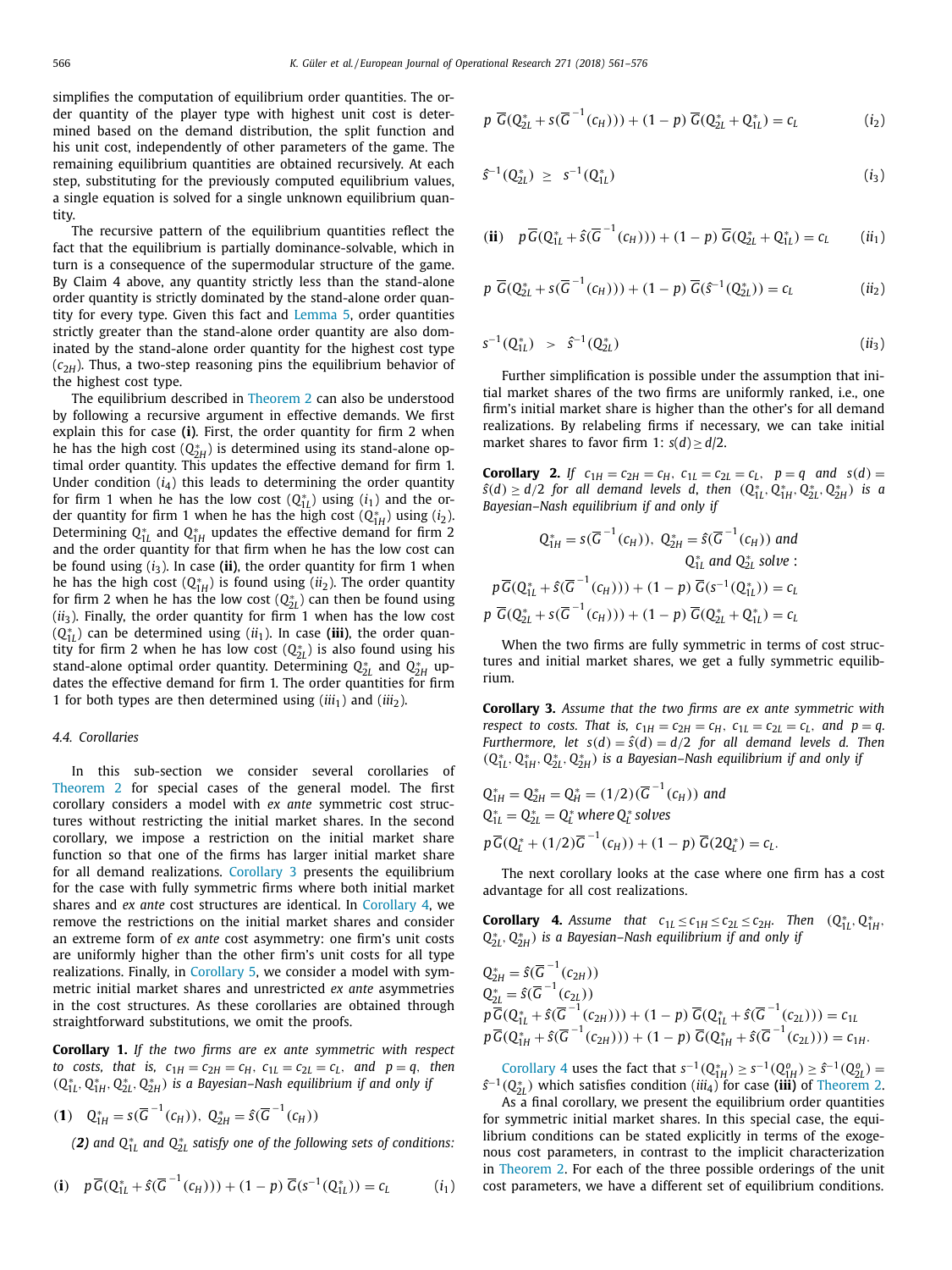simplifies the computation of equilibrium order quantities. The order quantity of the player type with highest unit cost is determined based on the demand distribution, the split function and his unit cost, independently of other parameters of the game. The remaining equilibrium quantities are obtained recursively. At each step, substituting for the previously computed equilibrium values, a single equation is solved for a single unknown equilibrium quantity.

The recursive pattern of the equilibrium quantities reflect the fact that the equilibrium is partially dominance-solvable, which in turn is a consequence of the supermodular structure of the game. By Claim 4 above, any quantity strictly less than the stand-alone order quantity is strictly dominated by the stand-alone order quantity for every type. Given this fact and Lemma 5, order quantities strictly greater than the stand-alone order quantity are also dominated by the stand-alone order quantity for the highest cost type ($c_{2H}$). Thus, a two-step reasoning pins the equilibrium behavior of the highest cost type.

The equilibrium described in Theorem 2 can also be understood by following a recursive argument in effective demands. We first explain this for case **(i)**. First, the order quantity for firm 2 when he has the high cost ($Q^*_{2H}$) is determined using its stand-alone optimal order quantity. This updates the effective demand for firm 1. Under condition ($i_4$) this leads to determining the order quantity for firm 1 when he has the low cost ($Q^*_{1L}$) using ($i_1$) and the order quantity for firm 1 when he has the high cost ($Q^*_{1H}$) using ($i_2$). Determining $Q^*_{1L}$ and $Q^*_{1H}$ updates the effective demand for firm 2 and the order quantity for that firm when he has the low cost can be found using ($i_3$). In case **(ii)**, the order quantity for firm 1 when he has the high cost ($Q^*_{1H}$) is found using ($ii_2$). The order quantity for firm 2 when he has the low cost ($Q^*_{2L}$) can then be found using ($ii_3$). Finally, the order quantity for firm 1 when has the low cost ($Q^*_{1L}$) can be determined using ($ii_1$). In case **(iii)**, the order quantity for firm 2 when he has low cost ($Q^*_{2L}$) is also found using his stand-alone optimal order quantity. Determining $Q^*_{2L}$ and $Q^*_{2H}$ updates the effective demand for firm 1. The order quantities for firm 1 for both types are then determined using ($iii_1$) and ($iii_2$).

### 4.4. Corollaries

In this sub-section we consider several corollaries of Theorem 2 for special cases of the general model. The first corollary considers a model with *ex ante* symmetric cost structures without restricting the initial market shares. In the second corollary, we impose a restriction on the initial market share function so that one of the firms has larger initial market share for all demand realizations. Corollary 3 presents the equilibrium for the case with fully symmetric firms where both initial market shares and *ex ante* cost structures are identical. In Corollary 4, we remove the restrictions on the initial market shares and consider an extreme form of *ex ante* cost asymmetry: one firm's unit costs are uniformly higher than the other firm's unit costs for all type realizations. Finally, in Corollary 5, we consider a model with symmetric initial market shares and unrestricted *ex ante* asymmetries in the cost structures. As these corollaries are obtained through straightforward substitutions, we omit the proofs.

**Corollary 1.** *If the two firms are ex ante symmetric with respect to costs, that is, $c_{1H}=c_{2H}=c_H,\ c_{1L}=c_{2L}=c_L,$ and $p=q$, then $(Q^*_{1L}, Q^*_{1H}, Q^*_{2L}, Q^*_{2H})$ is a Bayesian–Nash equilibrium if and only if*

**(1)** $Q^*_{1H}=s(\overline{G}^{-1}(c_H)),\ Q^*_{2H}=\hat{s}(\overline{G}^{-1}(c_H))$

***(2)*** *and $Q^*_{1L}$ and $Q^*_{2L}$ satisfy one of the following sets of conditions:*

$$\textbf{(i)}\quad p\,\overline{G}(Q^*_{1L}+\hat{s}(\overline{G}^{-1}(c_H)))+(1-p)\,\overline{G}(s^{-1}(Q^*_{1L}))=c_L \qquad (i_1)$$

$$p\,\overline{G}(Q^*_{2L}+s(\overline{G}^{-1}(c_H)))+(1-p)\,\overline{G}(Q^*_{2L}+Q^*_{1L})=c_L \qquad (i_2)$$

$$\hat{s}^{-1}(Q^*_{2L})\ \geq\ s^{-1}(Q^*_{1L}) \qquad (i_3)$$

$$\textbf{(ii)}\quad p\,\overline{G}(Q^*_{1L}+\hat{s}(\overline{G}^{-1}(c_H)))+(1-p)\,\overline{G}(Q^*_{2L}+Q^*_{1L})=c_L \qquad (ii_1)$$

$$p\,\overline{G}(Q^*_{2L}+s(\overline{G}^{-1}(c_H)))+(1-p)\,\overline{G}(\hat{s}^{-1}(Q^*_{2L}))=c_L \qquad (ii_2)$$

$$s^{-1}(Q^*_{1L})\ >\ \hat{s}^{-1}(Q^*_{2L}) \qquad (ii_3)$$

Further simplification is possible under the assumption that initial market shares of the two firms are uniformly ranked, i.e., one firm's initial market share is higher than the other's for all demand realizations. By relabeling firms if necessary, we can take initial market shares to favor firm 1: $s(d)\geq d/2$.

**Corollary 2.** *If $c_{1H}=c_{2H}=c_H,\ c_{1L}=c_{2L}=c_L,\ \ p=q$ and $s(d)=\hat{s}(d)\geq d/2$ for all demand levels $d$, then $(Q^*_{1L}, Q^*_{1H}, Q^*_{2L}, Q^*_{2H})$ is a Bayesian–Nash equilibrium if and only if*

$$Q^*_{1H}=s(\overline{G}^{-1}(c_H)),\ Q^*_{2H}=\hat{s}(\overline{G}^{-1}(c_H))\ \text{and}$$
$$Q^*_{1L}\ \text{and}\ Q^*_{2L}\ \text{solve}:$$
$$p\,\overline{G}(Q^*_{1L}+\hat{s}(\overline{G}^{-1}(c_H)))+(1-p)\,\overline{G}(s^{-1}(Q^*_{1L}))=c_L$$
$$p\,\overline{G}(Q^*_{2L}+s(\overline{G}^{-1}(c_H)))+(1-p)\,\overline{G}(Q^*_{2L}+Q^*_{1L})=c_L$$

When the two firms are fully symmetric in terms of cost structures and initial market shares, we get a fully symmetric equilibrium.

**Corollary 3.** *Assume that the two firms are ex ante symmetric with respect to costs. That is, $c_{1H}=c_{2H}=c_H,\ c_{1L}=c_{2L}=c_L,$ and $p=q$. Furthermore, let $s(d)=\hat{s}(d)=d/2$ for all demand levels $d$. Then $(Q^*_{1L}, Q^*_{1H}, Q^*_{2L}, Q^*_{2H})$ is a Bayesian–Nash equilibrium if and only if*

$$Q^*_{1H}=Q^*_{2H}=Q^*_H=(1/2)(\overline{G}^{-1}(c_H))\ \text{and}$$
$$Q^*_{1L}=Q^*_{2L}=Q^*_L\ \text{where}\ Q^*_L\ \text{solves}$$
$$p\,\overline{G}(Q^*_L+(1/2)\overline{G}^{-1}(c_H))+(1-p)\,\overline{G}(2Q^*_L)=c_L.$$

The next corollary looks at the case where one firm has a cost advantage for all cost realizations.

**Corollary 4.** *Assume that $c_{1L}\leq c_{1H}\leq c_{2L}\leq c_{2H}$. Then $(Q^*_{1L}, Q^*_{1H}, Q^*_{2L}, Q^*_{2H})$ is a Bayesian–Nash equilibrium if and only if*

$$Q^*_{2H}=\hat{s}(\overline{G}^{-1}(c_{2H}))$$
$$Q^*_{2L}=\hat{s}(\overline{G}^{-1}(c_{2L}))$$
$$p\,\overline{G}(Q^*_{1L}+\hat{s}(\overline{G}^{-1}(c_{2H})))+(1-p)\,\overline{G}(Q^*_{1L}+\hat{s}(\overline{G}^{-1}(c_{2L})))=c_{1L}$$
$$p\,\overline{G}(Q^*_{1H}+\hat{s}(\overline{G}^{-1}(c_{2H})))+(1-p)\,\overline{G}(Q^*_{1H}+\hat{s}(\overline{G}^{-1}(c_{2L})))=c_{1H}.$$

Corollary 4 uses the fact that $s^{-1}(Q^*_{1H})\geq s^{-1}(Q^o_{1H})\geq \hat{s}^{-1}(Q^o_{2L})=\hat{s}^{-1}(Q^*_{2L})$ which satisfies condition ($iii_4$) for case **(iii)** of Theorem 2.

As a final corollary, we present the equilibrium order quantities for symmetric initial market shares. In this special case, the equilibrium conditions can be stated explicitly in terms of the exogenous cost parameters, in contrast to the implicit characterization in Theorem 2. For each of the three possible orderings of the unit cost parameters, we have a different set of equilibrium conditions.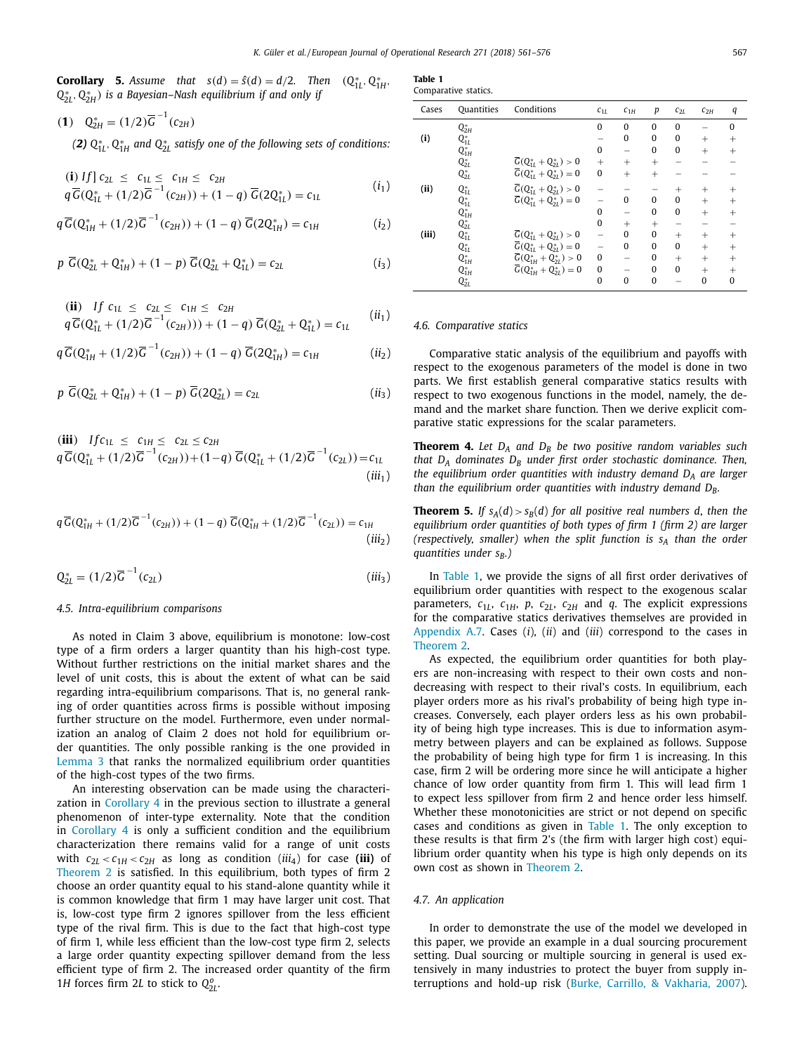**Corollary 5.** *Assume that $s(d) = \hat{s}(d) = d/2$. Then $(Q^*_{1L}, Q^*_{1H}, Q^*_{2L}, Q^*_{2H})$ is a Bayesian–Nash equilibrium if and only if*

**(1)** $Q^*_{2H} = (1/2)\overline{G}^{-1}(c_{2H})$

*(2) $Q^*_{1L}$, $Q^*_{1H}$ and $Q^*_{2L}$ satisfy one of the following sets of conditions:*

**(i)** *If*] $c_{2L} \le c_{1L} \le c_{1H} \le c_{2H}$

$$q\,\overline{G}(Q^*_{1L} + (1/2)\overline{G}^{-1}(c_{2H})) + (1-q)\,\overline{G}(2Q^*_{1L}) = c_{1L} \qquad (i_1)$$

$$q\,\overline{G}(Q^*_{1H} + (1/2)\overline{G}^{-1}(c_{2H})) + (1-q)\,\overline{G}(2Q^*_{1H}) = c_{1H} \qquad (i_2)$$

$$p\,\overline{G}(Q^*_{2L} + Q^*_{1H}) + (1-p)\,\overline{G}(Q^*_{2L} + Q^*_{1L}) = c_{2L} \qquad (i_3)$$

**(ii)** *If* $c_{1L} \le c_{2L} \le c_{1H} \le c_{2H}$

$$q\,\overline{G}(Q^*_{1L} + (1/2)\overline{G}^{-1}(c_{2H}))) + (1-q)\,\overline{G}(Q^*_{2L} + Q^*_{1L}) = c_{1L} \qquad (ii_1)$$

$$q\,\overline{G}(Q^*_{1H} + (1/2)\overline{G}^{-1}(c_{2H}))) + (1-q)\,\overline{G}(2Q^*_{1H}) = c_{1H} \qquad (ii_2)$$

$$p\,\overline{G}(Q^*_{2L} + Q^*_{1H}) + (1-p)\,\overline{G}(2Q^*_{2L}) = c_{2L} \qquad (ii_3)$$

**(iii)** *If* $c_{1L} \le c_{1H} \le c_{2L} \le c_{2H}$

$$q\,\overline{G}(Q^*_{1L} + (1/2)\overline{G}^{-1}(c_{2H})) + (1-q)\,\overline{G}(Q^*_{1L} + (1/2)\overline{G}^{-1}(c_{2L})) = c_{1L} \qquad (iii_1)$$

$$q\,\overline{G}(Q^*_{1H} + (1/2)\overline{G}^{-1}(c_{2H})) + (1-q)\,\overline{G}(Q^*_{1H} + (1/2)\overline{G}^{-1}(c_{2L})) = c_{1H} \qquad (iii_2)$$

$$Q^*_{2L} = (1/2)\overline{G}^{-1}(c_{2L}) \qquad (iii_3)$$

### 4.5. Intra-equilibrium comparisons

As noted in Claim 3 above, equilibrium is monotone: low-cost type of a firm orders a larger quantity than his high-cost type. Without further restrictions on the initial market shares and the level of unit costs, this is about the extent of what can be said regarding intra-equilibrium comparisons. That is, no general ranking of order quantities across firms is possible without imposing further structure on the model. Furthermore, even under normalization an analog of Claim 2 does not hold for equilibrium order quantities. The only possible ranking is the one provided in Lemma 3 that ranks the normalized equilibrium order quantities of the high-cost types of the two firms.

An interesting observation can be made using the characterization in Corollary 4 in the previous section to illustrate a general phenomenon of inter-type externality. Note that the condition in Corollary 4 is only a sufficient condition and the equilibrium characterization there remains valid for a range of unit costs with $c_{2L} < c_{1H} < c_{2H}$ as long as condition $(iii_4)$ for case **(iii)** of Theorem 2 is satisfied. In this equilibrium, both types of firm 2 choose an order quantity equal to his stand-alone quantity while it is common knowledge that firm 1 may have larger unit cost. That is, low-cost type firm 2 ignores spillover from the less efficient type of the rival firm. This is due to the fact that high-cost type of firm 1, while less efficient than the low-cost type firm 2, selects a large order quantity expecting spillover demand from the less efficient type of firm 2. The increased order quantity of the firm $1H$ forces firm $2L$ to stick to $Q^o_{2L}$.

**Table 1**
Comparative statics.

| Cases | Quantities | Conditions | $c_{1L}$ | $c_{1H}$ | $p$ | $c_{2L}$ | $c_{2H}$ | $q$ |
|---|---|---|---|---|---|---|---|---|
| **(i)** | $Q^*_{2H}$ | | 0 | 0 | 0 | 0 | − | 0 |
| | $Q^*_{1L}$ | | − | 0 | 0 | 0 | + | + |
| | $Q^*_{1H}$ | | 0 | − | 0 | 0 | + | + |
| | $Q^*_{2L}$ | $\overline{G}(Q^*_{1L} + Q^*_{2L}) > 0$ | + | + | + | − | − | − |
| | $Q^*_{2L}$ | $\overline{G}(Q^*_{1L} + Q^*_{2L}) = 0$ | 0 | + | + | − | − | − |
| **(ii)** | $Q^*_{1L}$ | $\overline{G}(Q^*_{1L} + Q^*_{2L}) > 0$ | − | − | − | + | + | + |
| | $Q^*_{1L}$ | $\overline{G}(Q^*_{1L} + Q^*_{2L}) = 0$ | − | 0 | 0 | 0 | + | + |
| | $Q^*_{1H}$ | | 0 | − | 0 | 0 | + | + |
| | $Q^*_{2L}$ | | 0 | + | + | − | − | − |
| **(iii)** | $Q^*_{1L}$ | $\overline{G}(Q^*_{1L} + Q^*_{2L}) > 0$ | − | 0 | 0 | + | + | + |
| | $Q^*_{1L}$ | $\overline{G}(Q^*_{1L} + Q^*_{2L}) = 0$ | − | 0 | 0 | 0 | + | + |
| | $Q^*_{1H}$ | $\overline{G}(Q^*_{1H} + Q^*_{2L}) > 0$ | 0 | − | 0 | + | + | + |
| | $Q^*_{1H}$ | $\overline{G}(Q^*_{1H} + Q^*_{2L}) = 0$ | 0 | − | 0 | 0 | + | + |
| | $Q^*_{2L}$ | | 0 | 0 | 0 | − | 0 | 0 |

### 4.6. Comparative statics

Comparative static analysis of the equilibrium and payoffs with respect to the exogenous parameters of the model is done in two parts. We first establish general comparative statics results with respect to two exogenous functions in the model, namely, the demand and the market share function. Then we derive explicit comparative static expressions for the scalar parameters.

**Theorem 4.** *Let $D_A$ and $D_B$ be two positive random variables such that $D_A$ dominates $D_B$ under first order stochastic dominance. Then, the equilibrium order quantities with industry demand $D_A$ are larger than the equilibrium order quantities with industry demand $D_B$.*

**Theorem 5.** *If $s_A(d) > s_B(d)$ for all positive real numbers $d$, then the equilibrium order quantities of both types of firm 1 (firm 2) are larger (respectively, smaller) when the split function is $s_A$ than the order quantities under $s_B$.)*

In Table 1, we provide the signs of all first order derivatives of equilibrium order quantities with respect to the exogenous scalar parameters, $c_{1L}$, $c_{1H}$, $p$, $c_{2L}$, $c_{2H}$ and $q$. The explicit expressions for the comparative statics derivatives themselves are provided in Appendix A.7. Cases $(i)$, $(ii)$ and $(iii)$ correspond to the cases in Theorem 2.

As expected, the equilibrium order quantities for both players are non-increasing with respect to their own costs and non-decreasing with respect to their rival's costs. In equilibrium, each player orders more as his rival's probability of being high type increases. Conversely, each player orders less as his own probability of being high type increases. This is due to information asymmetry between players and can be explained as follows. Suppose the probability of being high type for firm 1 is increasing. In this case, firm 2 will be ordering more since he will anticipate a higher chance of low order quantity from firm 1. This will lead firm 1 to expect less spillover from firm 2 and hence order less himself. Whether these monotonicities are strict or not depend on specific cases and conditions as given in Table 1. The only exception to these results is that firm 2's (the firm with larger high cost) equilibrium order quantity when his type is high only depends on its own cost as shown in Theorem 2.

### 4.7. An application

In order to demonstrate the use of the model we developed in this paper, we provide an example in a dual sourcing procurement setting. Dual sourcing or multiple sourcing in general is used extensively in many industries to protect the buyer from supply interruptions and hold-up risk (Burke, Carrillo, & Vakharia, 2007).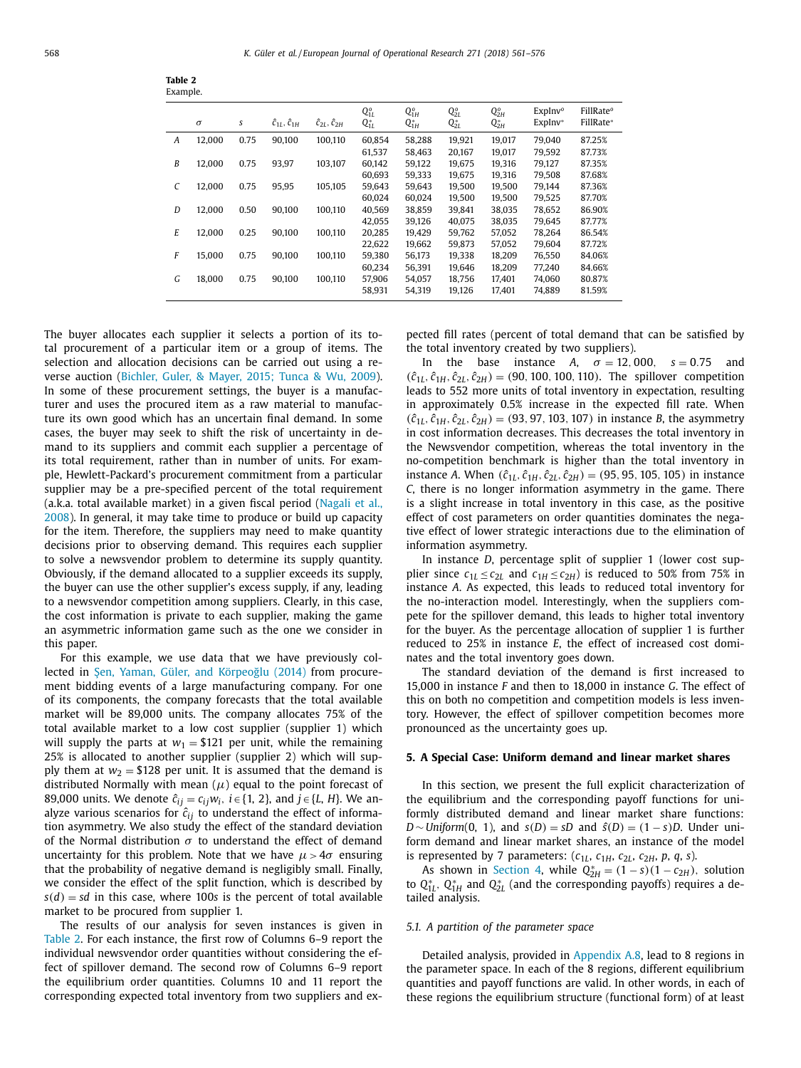**Table 2**
Example.

| | $\sigma$ | $s$ | $\hat{c}_{1L}, \hat{c}_{1H}$ | $\hat{c}_{2L}, \hat{c}_{2H}$ | $Q^o_{1L}$ / $Q^*_{1L}$ | $Q^o_{1H}$ / $Q^*_{1H}$ | $Q^o_{2L}$ / $Q^*_{2L}$ | $Q^o_{2H}$ / $Q^*_{2H}$ | ExpInv$^o$ / ExpInv$^*$ | FillRate$^o$ / FillRate$^*$ |
|---|---|---|---|---|---|---|---|---|---|---|
| *A* | 12,000 | 0.75 | 90,100 | 100,110 | 60,854 | 58,288 | 19,921 | 19,017 | 79,040 | 87.25% |
| | | | | | 61,537 | 58,463 | 20,167 | 19,017 | 79,592 | 87.73% |
| *B* | 12,000 | 0.75 | 93,97 | 103,107 | 60,142 | 59,122 | 19,675 | 19,316 | 79,127 | 87.35% |
| | | | | | 60,693 | 59,333 | 19,675 | 19,316 | 79,508 | 87.68% |
| *C* | 12,000 | 0.75 | 95,95 | 105,105 | 59,643 | 59,643 | 19,500 | 19,500 | 79,144 | 87.36% |
| | | | | | 60,024 | 60,024 | 19,500 | 19,500 | 79,525 | 87.70% |
| *D* | 12,000 | 0.50 | 90,100 | 100,110 | 40,569 | 38,859 | 39,841 | 38,035 | 78,652 | 86.90% |
| | | | | | 42,055 | 39,126 | 40,075 | 38,035 | 79,645 | 87.77% |
| *E* | 12,000 | 0.25 | 90,100 | 100,110 | 20,285 | 19,429 | 59,762 | 57,052 | 78,264 | 86.54% |
| | | | | | 22,622 | 19,662 | 59,873 | 57,052 | 79,604 | 87.72% |
| *F* | 15,000 | 0.75 | 90,100 | 100,110 | 59,380 | 56,173 | 19,338 | 18,209 | 76,550 | 84.06% |
| | | | | | 60,234 | 56,391 | 19,646 | 18,209 | 77,240 | 84.66% |
| *G* | 18,000 | 0.75 | 90,100 | 100,110 | 57,906 | 54,057 | 18,756 | 17,401 | 74,060 | 80.87% |
| | | | | | 58,931 | 54,319 | 19,126 | 17,401 | 74,889 | 81.59% |

The buyer allocates each supplier it selects a portion of its total procurement of a particular item or a group of items. The selection and allocation decisions can be carried out using a reverse auction (Bichler, Guler, & Mayer, 2015; Tunca & Wu, 2009). In some of these procurement settings, the buyer is a manufacturer and uses the procured item as a raw material to manufacture its own good which has an uncertain final demand. In some cases, the buyer may seek to shift the risk of uncertainty in demand to its suppliers and commit each supplier a percentage of its total requirement, rather than in number of units. For example, Hewlett-Packard's procurement commitment from a particular supplier may be a pre-specified percent of the total requirement (a.k.a. total available market) in a given fiscal period (Nagali et al., 2008). In general, it may take time to produce or build up capacity for the item. Therefore, the suppliers may need to make quantity decisions prior to observing demand. This requires each supplier to solve a newsvendor problem to determine its supply quantity. Obviously, if the demand allocated to a supplier exceeds its supply, the buyer can use the other supplier's excess supply, if any, leading to a newsvendor competition among suppliers. Clearly, in this case, the cost information is private to each supplier, making the game an asymmetric information game such as the one we consider in this paper.

For this example, we use data that we have previously collected in Şen, Yaman, Güler, and Körpeoğlu (2014) from procurement bidding events of a large manufacturing company. For one of its components, the company forecasts that the total available market will be 89,000 units. The company allocates 75% of the total available market to a low cost supplier (supplier 1) which will supply the parts at $w_1 = \$121$ per unit, while the remaining 25% is allocated to another supplier (supplier 2) which will supply them at $w_2 = \$128$ per unit. It is assumed that the demand is distributed Normally with mean ($\mu$) equal to the point forecast of 89,000 units. We denote $\hat{c}_{ij} = c_{ij}w_i$, $i \in \{1, 2\}$, and $j \in \{L, H\}$. We analyze various scenarios for $\hat{c}_{ij}$ to understand the effect of information asymmetry. We also study the effect of the standard deviation of the Normal distribution $\sigma$ to understand the effect of demand uncertainty for this problem. Note that we have $\mu > 4\sigma$ ensuring that the probability of negative demand is negligibly small. Finally, we consider the effect of the split function, which is described by $s(d) = sd$ in this case, where $100s$ is the percent of total available market to be procured from supplier 1.

The results of our analysis for seven instances is given in Table 2. For each instance, the first row of Columns 6–9 report the individual newsvendor order quantities without considering the effect of spillover demand. The second row of Columns 6–9 report the equilibrium order quantities. Columns 10 and 11 report the corresponding expected total inventory from two suppliers and expected fill rates (percent of total demand that can be satisfied by the total inventory created by two suppliers).

In the base instance *A*, $\sigma = 12,000$, $s = 0.75$ and $(\hat{c}_{1L}, \hat{c}_{1H}, \hat{c}_{2L}, \hat{c}_{2H}) = (90, 100, 100, 110)$. The spillover competition leads to 552 more units of total inventory in expectation, resulting in approximately 0.5% increase in the expected fill rate. When $(\hat{c}_{1L}, \hat{c}_{1H}, \hat{c}_{2L}, \hat{c}_{2H}) = (93, 97, 103, 107)$ in instance *B*, the asymmetry in cost information decreases. This decreases the total inventory in the Newsvendor competition, whereas the total inventory in the no-competition benchmark is higher than the total inventory in instance *A*. When $(\hat{c}_{1L}, \hat{c}_{1H}, \hat{c}_{2L}, \hat{c}_{2H}) = (95, 95, 105, 105)$ in instance *C*, there is no longer information asymmetry in the game. There is a slight increase in total inventory in this case, as the positive effect of cost parameters on order quantities dominates the negative effect of lower strategic interactions due to the elimination of information asymmetry.

In instance *D*, percentage split of supplier 1 (lower cost supplier since $c_{1L} \le c_{2L}$ and $c_{1H} \le c_{2H}$) is reduced to 50% from 75% in instance *A*. As expected, this leads to reduced total inventory for the no-interaction model. Interestingly, when the suppliers compete for the spillover demand, this leads to higher total inventory for the buyer. As the percentage allocation of supplier 1 is further reduced to 25% in instance *E*, the effect of increased cost dominates and the total inventory goes down.

The standard deviation of the demand is first increased to 15,000 in instance *F* and then to 18,000 in instance *G*. The effect of this on both no competition and competition models is less inventory. However, the effect of spillover competition becomes more pronounced as the uncertainty goes up.

## 5. A Special Case: Uniform demand and linear market shares

In this section, we present the full explicit characterization of the equilibrium and the corresponding payoff functions for uniformly distributed demand and linear market share functions: $D \sim Uniform(0, 1)$, and $s(D) = sD$ and $\hat{s}(D) = (1 - s)D$. Under uniform demand and linear market shares, an instance of the model is represented by 7 parameters: $(c_{1L}, c_{1H}, c_{2L}, c_{2H}, p, q, s)$.

As shown in Section 4, while $Q^*_{2H} = (1 - s)(1 - c_{2H})$, solution to $Q^*_{1L}$, $Q^*_{1H}$ and $Q^*_{2L}$ (and the corresponding payoffs) requires a detailed analysis.

### 5.1. A partition of the parameter space

Detailed analysis, provided in Appendix A.8, lead to 8 regions in the parameter space. In each of the 8 regions, different equilibrium quantities and payoff functions are valid. In other words, in each of these regions the equilibrium structure (functional form) of at least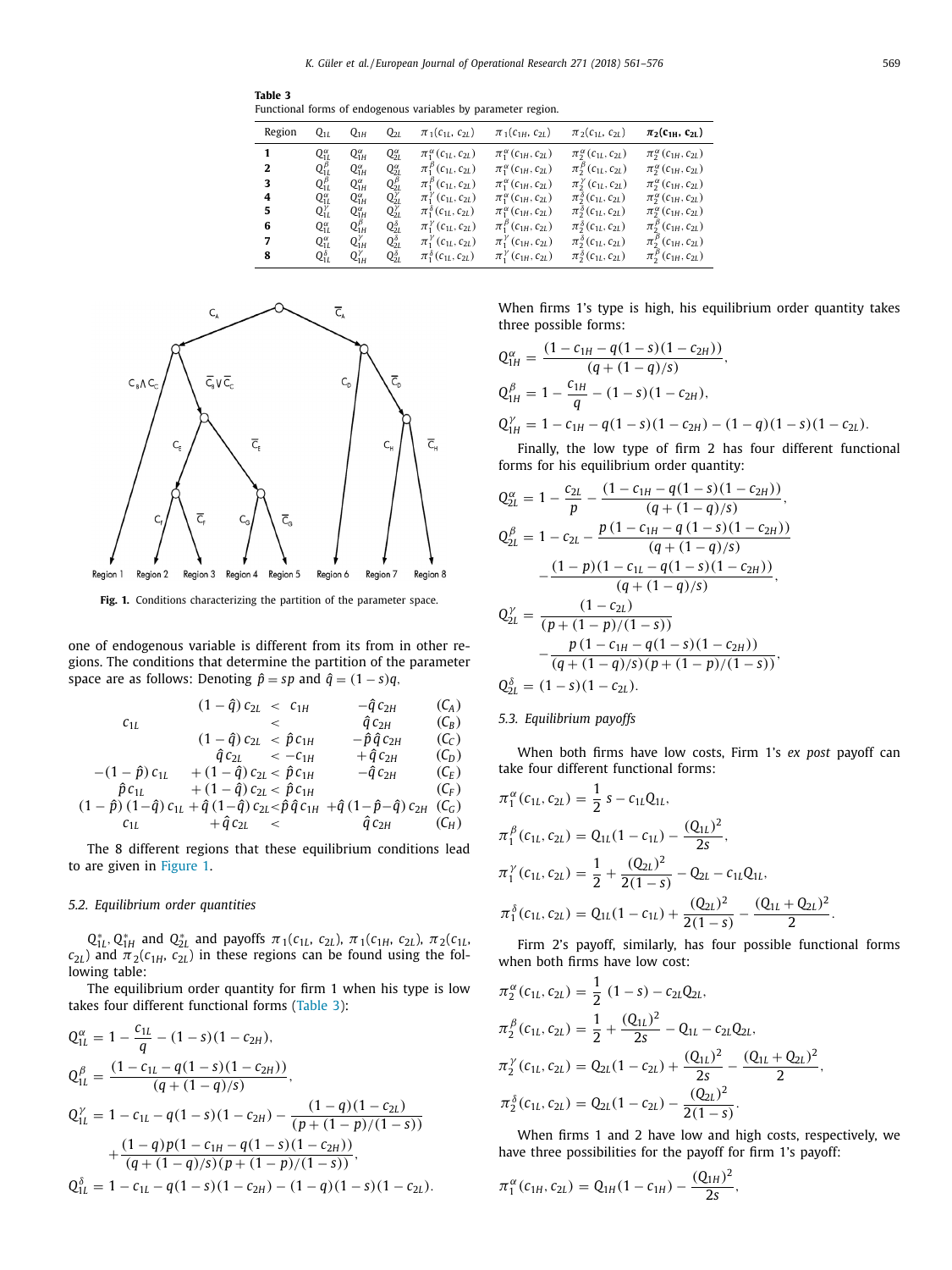**Table 3**
Functional forms of endogenous variables by parameter region.

| Region | $Q_{1L}$ | $Q_{1H}$ | $Q_{2L}$ | $\pi_1(c_{1L}, c_{2L})$ | $\pi_1(c_{1H}, c_{2L})$ | $\pi_2(c_{1L}, c_{2L})$ | $\boldsymbol{\pi_2(c_{1H}, c_{2L})}$ |
|---|---|---|---|---|---|---|---|
| **1** | $Q_{1L}^{\alpha}$ | $Q_{1H}^{\alpha}$ | $Q_{2L}^{\alpha}$ | $\pi_1^{\alpha}(c_{1L}, c_{2L})$ | $\pi_1^{\alpha}(c_{1H}, c_{2L})$ | $\pi_2^{\alpha}(c_{1L}, c_{2L})$ | $\pi_2^{\alpha}(c_{1H}, c_{2L})$ |
| **2** | $Q_{1L}^{\beta}$ | $Q_{1H}^{\alpha}$ | $Q_{2L}^{\alpha}$ | $\pi_1^{\beta}(c_{1L}, c_{2L})$ | $\pi_1^{\alpha}(c_{1H}, c_{2L})$ | $\pi_2^{\beta}(c_{1L}, c_{2L})$ | $\pi_2^{\alpha}(c_{1H}, c_{2L})$ |
| **3** | $Q_{1L}^{\beta}$ | $Q_{1H}^{\alpha}$ | $Q_{2L}^{\beta}$ | $\pi_1^{\beta}(c_{1L}, c_{2L})$ | $\pi_1^{\alpha}(c_{1H}, c_{2L})$ | $\pi_2^{\gamma}(c_{1L}, c_{2L})$ | $\pi_2^{\alpha}(c_{1H}, c_{2L})$ |
| **4** | $Q_{1L}^{\alpha}$ | $Q_{1H}^{\alpha}$ | $Q_{2L}^{\gamma}$ | $\pi_1^{\gamma}(c_{1L}, c_{2L})$ | $\pi_1^{\alpha}(c_{1H}, c_{2L})$ | $\pi_2^{\delta}(c_{1L}, c_{2L})$ | $\pi_2^{\alpha}(c_{1H}, c_{2L})$ |
| **5** | $Q_{1L}^{\gamma}$ | $Q_{1H}^{\alpha}$ | $Q_{2L}^{\gamma}$ | $\pi_1^{\delta}(c_{1L}, c_{2L})$ | $\pi_1^{\alpha}(c_{1H}, c_{2L})$ | $\pi_2^{\delta}(c_{1L}, c_{2L})$ | $\pi_2^{\alpha}(c_{1H}, c_{2L})$ |
| **6** | $Q_{1L}^{\alpha}$ | $Q_{1H}^{\beta}$ | $Q_{2L}^{\delta}$ | $\pi_1^{\gamma}(c_{1L}, c_{2L})$ | $\pi_1^{\beta}(c_{1H}, c_{2L})$ | $\pi_2^{\delta}(c_{1L}, c_{2L})$ | $\pi_2^{\beta}(c_{1H}, c_{2L})$ |
| **7** | $Q_{1L}^{\alpha}$ | $Q_{1H}^{\gamma}$ | $Q_{2L}^{\delta}$ | $\pi_1^{\gamma}(c_{1L}, c_{2L})$ | $\pi_1^{\gamma}(c_{1H}, c_{2L})$ | $\pi_2^{\delta}(c_{1L}, c_{2L})$ | $\pi_2^{\beta}(c_{1H}, c_{2L})$ |
| **8** | $Q_{1L}^{\delta}$ | $Q_{1H}^{\gamma}$ | $Q_{2L}^{\delta}$ | $\pi_1^{\delta}(c_{1L}, c_{2L})$ | $\pi_1^{\gamma}(c_{1H}, c_{2L})$ | $\pi_2^{\delta}(c_{1L}, c_{2L})$ | $\pi_2^{\beta}(c_{1H}, c_{2L})$ |

Fig. 1. Conditions characterizing the partition of the parameter space.

one of endogenous variable is different from its from in other regions. The conditions that determine the partition of the parameter space are as follows: Denoting $\hat{p} = sp$ and $\hat{q} = (1-s)q$,

$$
\begin{array}{llll}
 & (1-\hat{q})\,c_{2L} < c_{1H} & -\hat{q}\,c_{2H} & (C_A)\\
c_{1L} & < & \hat{q}\,c_{2H} & (C_B)\\
 & (1-\hat{q})\,c_{2L} < \hat{p}\,c_{1H} & -\hat{p}\,\hat{q}\,c_{2H} & (C_C)\\
 & \hat{q}\,c_{2L} < -c_{1H} & +\hat{q}\,c_{2H} & (C_D)\\
-(1-\hat{p})\,c_{1L} & +(1-\hat{q})\,c_{2L} < \hat{p}\,c_{1H} & -\hat{q}\,c_{2H} & (C_E)\\
\hat{p}\,c_{1L} & +(1-\hat{q})\,c_{2L} < \hat{p}\,c_{1H} & & (C_F)\\
(1-\hat{p})\,(1-\hat{q})\,c_{1L} & +\hat{q}\,(1-\hat{q})\,c_{2L} < \hat{p}\,\hat{q}\,c_{1H} & +\hat{q}\,(1-\hat{p}-\hat{q})\,c_{2H} & (C_G)\\
c_{1L} & +\hat{q}\,c_{2L} < & \hat{q}\,c_{2H} & (C_H)
\end{array}
$$

The 8 different regions that these equilibrium conditions lead to are given in Figure 1.

### 5.2. Equilibrium order quantities

$Q_{1L}^{*}, Q_{1H}^{*}$ and $Q_{2L}^{*}$ and payoffs $\pi_1(c_{1L}, c_{2L})$, $\pi_1(c_{1H}, c_{2L})$, $\pi_2(c_{1L}, c_{2L})$ and $\pi_2(c_{1H}, c_{2L})$ in these regions can be found using the following table:

The equilibrium order quantity for firm 1 when his type is low takes four different functional forms (Table 3):

$$Q_{1L}^{\alpha} = 1 - \frac{c_{1L}}{q} - (1-s)(1-c_{2H}),$$

$$Q_{1L}^{\beta} = \frac{(1 - c_{1L} - q(1-s)(1-c_{2H}))}{(q + (1-q)/s)},$$

$$Q_{1L}^{\gamma} = 1 - c_{1L} - q(1-s)(1-c_{2H}) - \frac{(1-q)(1-c_{2L})}{(p+(1-p)/(1-s))} + \frac{(1-q)p(1-c_{1H}-q(1-s)(1-c_{2H}))}{(q+(1-q)/s)(p+(1-p)/(1-s))},$$

$$Q_{1L}^{\delta} = 1 - c_{1L} - q(1-s)(1-c_{2H}) - (1-q)(1-s)(1-c_{2L}).$$

When firms 1's type is high, his equilibrium order quantity takes three possible forms:

$$Q_{1H}^{\alpha} = \frac{(1 - c_{1H} - q(1-s)(1-c_{2H}))}{(q + (1-q)/s)},$$

$$Q_{1H}^{\beta} = 1 - \frac{c_{1H}}{q} - (1-s)(1-c_{2H}),$$

$$Q_{1H}^{\gamma} = 1 - c_{1H} - q(1-s)(1-c_{2H}) - (1-q)(1-s)(1-c_{2L}).$$

Finally, the low type of firm 2 has four different functional forms for his equilibrium order quantity:

$$Q_{2L}^{\alpha} = 1 - \frac{c_{2L}}{p} - \frac{(1 - c_{1H} - q(1-s)(1-c_{2H}))}{(q + (1-q)/s)},$$

$$Q_{2L}^{\beta} = 1 - c_{2L} - \frac{p\,(1 - c_{1H} - q\,(1-s)(1-c_{2H}))}{(q + (1-q)/s)} - \frac{(1-p)(1-c_{1L}-q(1-s)(1-c_{2H}))}{(q+(1-q)/s)},$$

$$Q_{2L}^{\gamma} = \frac{(1-c_{2L})}{(p+(1-p)/(1-s))} - \frac{p\,(1-c_{1H}-q(1-s)(1-c_{2H}))}{(q+(1-q)/s)(p+(1-p)/(1-s))},$$

$$Q_{2L}^{\delta} = (1-s)(1-c_{2L}).$$

### 5.3. Equilibrium payoffs

When both firms have low costs, Firm 1's *ex post* payoff can take four different functional forms:

$$\pi_1^{\alpha}(c_{1L}, c_{2L}) = \frac{1}{2}\,s - c_{1L}Q_{1L},$$

$$\pi_1^{\beta}(c_{1L}, c_{2L}) = Q_{1L}(1-c_{1L}) - \frac{(Q_{1L})^2}{2s},$$

$$\pi_1^{\gamma}(c_{1L}, c_{2L}) = \frac{1}{2} + \frac{(Q_{2L})^2}{2(1-s)} - Q_{2L} - c_{1L}Q_{1L},$$

$$\pi_1^{\delta}(c_{1L}, c_{2L}) = Q_{1L}(1-c_{1L}) + \frac{(Q_{2L})^2}{2(1-s)} - \frac{(Q_{1L}+Q_{2L})^2}{2}.$$

Firm 2's payoff, similarly, has four possible functional forms when both firms have low cost:

$$\pi_2^{\alpha}(c_{1L}, c_{2L}) = \frac{1}{2}\,(1-s) - c_{2L}Q_{2L},$$

$$\pi_2^{\beta}(c_{1L}, c_{2L}) = \frac{1}{2} + \frac{(Q_{1L})^2}{2s} - Q_{1L} - c_{2L}Q_{2L},$$

$$\pi_2^{\gamma}(c_{1L}, c_{2L}) = Q_{2L}(1-c_{2L}) + \frac{(Q_{1L})^2}{2s} - \frac{(Q_{1L}+Q_{2L})^2}{2},$$

$$\pi_2^{\delta}(c_{1L}, c_{2L}) = Q_{2L}(1-c_{2L}) - \frac{(Q_{2L})^2}{2(1-s)}.$$

When firms 1 and 2 have low and high costs, respectively, we have three possibilities for the payoff for firm 1's payoff:

$$\pi_1^{\alpha}(c_{1H}, c_{2L}) = Q_{1H}(1-c_{1H}) - \frac{(Q_{1H})^2}{2s},$$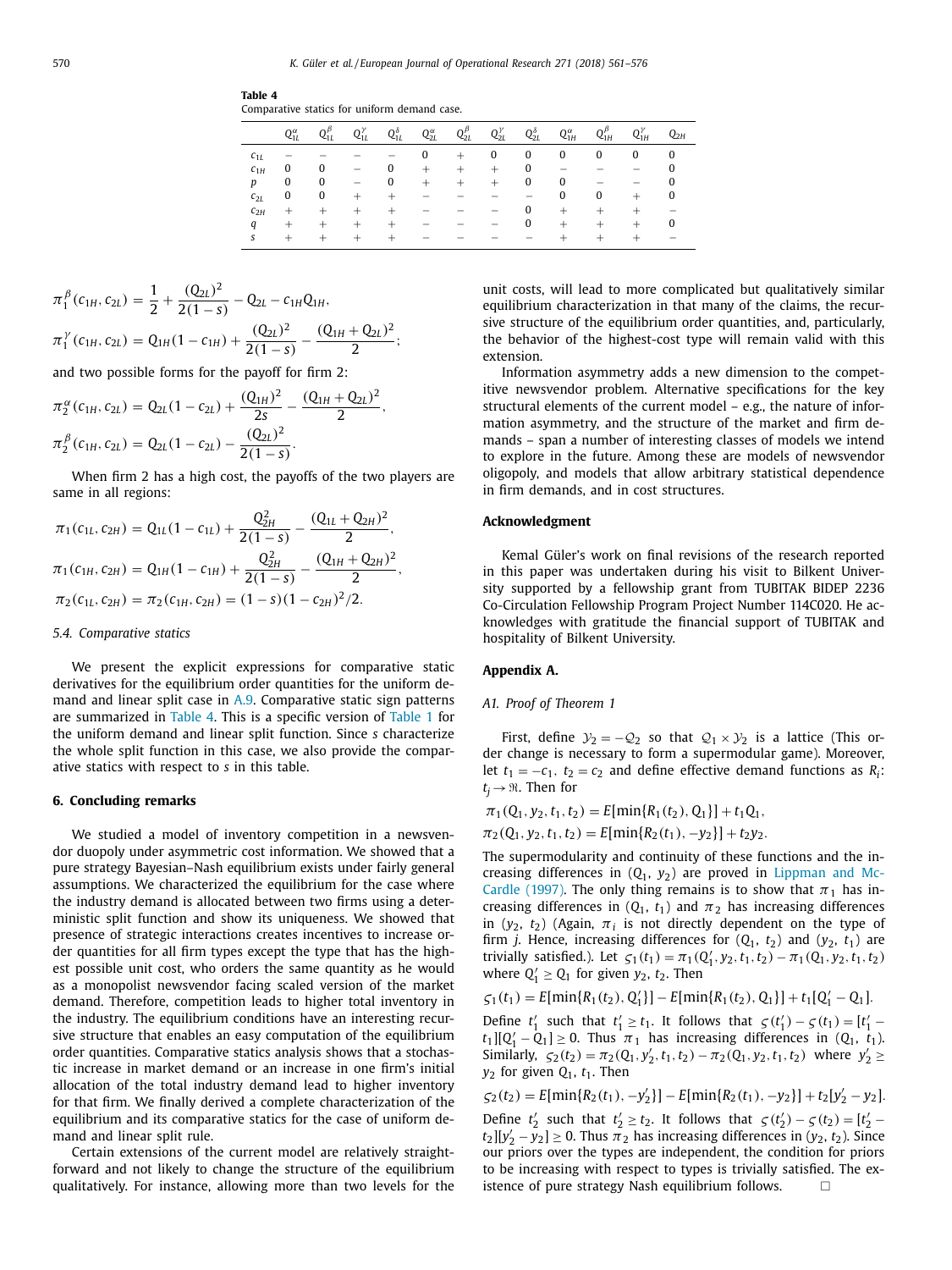**Table 4**
Comparative statics for uniform demand case.

| | $Q_{1L}^{\alpha}$ | $Q_{1L}^{\beta}$ | $Q_{1L}^{\gamma}$ | $Q_{1L}^{\delta}$ | $Q_{2L}^{\alpha}$ | $Q_{2L}^{\beta}$ | $Q_{2L}^{\gamma}$ | $Q_{2L}^{\delta}$ | $Q_{1H}^{\alpha}$ | $Q_{1H}^{\beta}$ | $Q_{1H}^{\gamma}$ | $Q_{2H}$ |
|---|---|---|---|---|---|---|---|---|---|---|---|---|
| $c_{1L}$ | − | − | − | − | 0 | + | 0 | 0 | 0 | 0 | 0 | 0 |
| $c_{1H}$ | 0 | 0 | − | 0 | + | + | + | 0 | − | − | − | 0 |
| $p$ | 0 | 0 | − | 0 | + | + | + | 0 | 0 | − | − | 0 |
| $c_{2L}$ | 0 | 0 | + | + | − | − | − | − | 0 | 0 | + | 0 |
| $c_{2H}$ | + | + | + | + | − | − | − | 0 | + | + | + | − |
| $q$ | + | + | + | + | − | − | − | 0 | + | + | + | 0 |
| $s$ | + | + | + | + | − | − | − | − | + | + | + | − |

$$\pi_1^{\beta}(c_{1H}, c_{2L}) = \frac{1}{2} + \frac{(Q_{2L})^2}{2(1-s)} - Q_{2L} - c_{1H}Q_{1H},$$

$$\pi_1^{\gamma}(c_{1H}, c_{2L}) = Q_{1H}(1-c_{1H}) + \frac{(Q_{2L})^2}{2(1-s)} - \frac{(Q_{1H}+Q_{2L})^2}{2};$$

and two possible forms for the payoff for firm 2:

$$\pi_2^{\alpha}(c_{1H}, c_{2L}) = Q_{2L}(1-c_{2L}) + \frac{(Q_{1H})^2}{2s} - \frac{(Q_{1H}+Q_{2L})^2}{2},$$

$$\pi_2^{\beta}(c_{1H}, c_{2L}) = Q_{2L}(1-c_{2L}) - \frac{(Q_{2L})^2}{2(1-s)}.$$

When firm 2 has a high cost, the payoffs of the two players are same in all regions:

$$\pi_1(c_{1L}, c_{2H}) = Q_{1L}(1-c_{1L}) + \frac{Q_{2H}^2}{2(1-s)} - \frac{(Q_{1L}+Q_{2H})^2}{2},$$

$$\pi_1(c_{1H}, c_{2H}) = Q_{1H}(1-c_{1H}) + \frac{Q_{2H}^2}{2(1-s)} - \frac{(Q_{1H}+Q_{2H})^2}{2},$$

$$\pi_2(c_{1L}, c_{2H}) = \pi_2(c_{1H}, c_{2H}) = (1-s)(1-c_{2H})^2/2.$$

### 5.4. Comparative statics

We present the explicit expressions for comparative static derivatives for the equilibrium order quantities for the uniform demand and linear split case in A.9. Comparative static sign patterns are summarized in Table 4. This is a specific version of Table 1 for the uniform demand and linear split function. Since $s$ characterize the whole split function in this case, we also provide the comparative statics with respect to $s$ in this table.

## 6. Concluding remarks

We studied a model of inventory competition in a newsvendor duopoly under asymmetric cost information. We showed that a pure strategy Bayesian–Nash equilibrium exists under fairly general assumptions. We characterized the equilibrium for the case where the industry demand is allocated between two firms using a deterministic split function and show its uniqueness. We showed that presence of strategic interactions creates incentives to increase order quantities for all firm types except the type that has the highest possible unit cost, who orders the same quantity as he would as a monopolist newsvendor facing scaled version of the market demand. Therefore, competition leads to higher total inventory in the industry. The equilibrium conditions have an interesting recursive structure that enables an easy computation of the equilibrium order quantities. Comparative statics analysis shows that a stochastic increase in market demand or an increase in one firm's initial allocation of the total industry demand lead to higher inventory for that firm. We finally derived a complete characterization of the equilibrium and its comparative statics for the case of uniform demand and linear split rule.

Certain extensions of the current model are relatively straightforward and not likely to change the structure of the equilibrium qualitatively. For instance, allowing more than two levels for the unit costs, will lead to more complicated but qualitatively similar equilibrium characterization in that many of the claims, the recursive structure of the equilibrium order quantities, and, particularly, the behavior of the highest-cost type will remain valid with this extension.

Information asymmetry adds a new dimension to the competitive newsvendor problem. Alternative specifications for the key structural elements of the current model – e.g., the nature of information asymmetry, and the structure of the market and firm demands – span a number of interesting classes of models we intend to explore in the future. Among these are models of newsvendor oligopoly, and models that allow arbitrary statistical dependence in firm demands, and in cost structures.

## Acknowledgment

Kemal Güler's work on final revisions of the research reported in this paper was undertaken during his visit to Bilkent University supported by a fellowship grant from TUBITAK BIDEP 2236 Co-Circulation Fellowship Program Project Number 114C020. He acknowledges with gratitude the financial support of TUBITAK and hospitality of Bilkent University.

## Appendix A.

### A1. Proof of Theorem 1

First, define $\mathcal{Y}_2 = -\mathcal{Q}_2$ so that $\mathcal{Q}_1 \times \mathcal{Y}_2$ is a lattice (This order change is necessary to form a supermodular game). Moreover, let $t_1 = -c_1$, $t_2 = c_2$ and define effective demand functions as $R_i$: $t_j \to \Re$. Then for

$$\pi_1(Q_1, y_2, t_1, t_2) = E[\min\{R_1(t_2), Q_1\}] + t_1 Q_1,$$

$$\pi_2(Q_1, y_2, t_1, t_2) = E[\min\{R_2(t_1), -y_2\}] + t_2 y_2.$$

The supermodularity and continuity of these functions and the increasing differences in ($Q_1$, $y_2$) are proved in Lippman and McCardle (1997). The only thing remains is to show that $\pi_1$ has increasing differences in ($Q_1$, $t_1$) and $\pi_2$ has increasing differences in ($y_2$, $t_2$) (Again, $\pi_i$ is not directly dependent on the type of firm $j$. Hence, increasing differences for ($Q_1$, $t_2$) and ($y_2$, $t_1$) are trivially satisfied.). Let $\varsigma_1(t_1) = \pi_1(Q_1', y_2, t_1, t_2) - \pi_1(Q_1, y_2, t_1, t_2)$ where $Q_1' \geq Q_1$ for given $y_2$, $t_2$. Then

$$\varsigma_1(t_1) = E[\min\{R_1(t_2), Q_1'\}] - E[\min\{R_1(t_2), Q_1\}] + t_1[Q_1' - Q_1].$$

Define $t_1'$ such that $t_1' \geq t_1$. It follows that $\varsigma(t_1') - \varsigma(t_1) = [t_1' - t_1][Q_1' - Q_1] \geq 0$. Thus $\pi_1$ has increasing differences in ($Q_1$, $t_1$). Similarly, $\varsigma_2(t_2) = \pi_2(Q_1, y_2', t_1, t_2) - \pi_2(Q_1, y_2, t_1, t_2)$ where $y_2' \geq y_2$ for given $Q_1$, $t_1$. Then

$$\varsigma_2(t_2) = E[\min\{R_2(t_1), -y_2'\}] - E[\min\{R_2(t_1), -y_2\}] + t_2[y_2' - y_2].$$

Define $t_2'$ such that $t_2' \geq t_2$. It follows that $\varsigma(t_2') - \varsigma(t_2) = [t_2' - t_2][y_2' - y_2] \geq 0$. Thus $\pi_2$ has increasing differences in ($y_2$, $t_2$). Since our priors over the types are independent, the condition for priors to be increasing with respect to types is trivially satisfied. The existence of pure strategy Nash equilibrium follows. □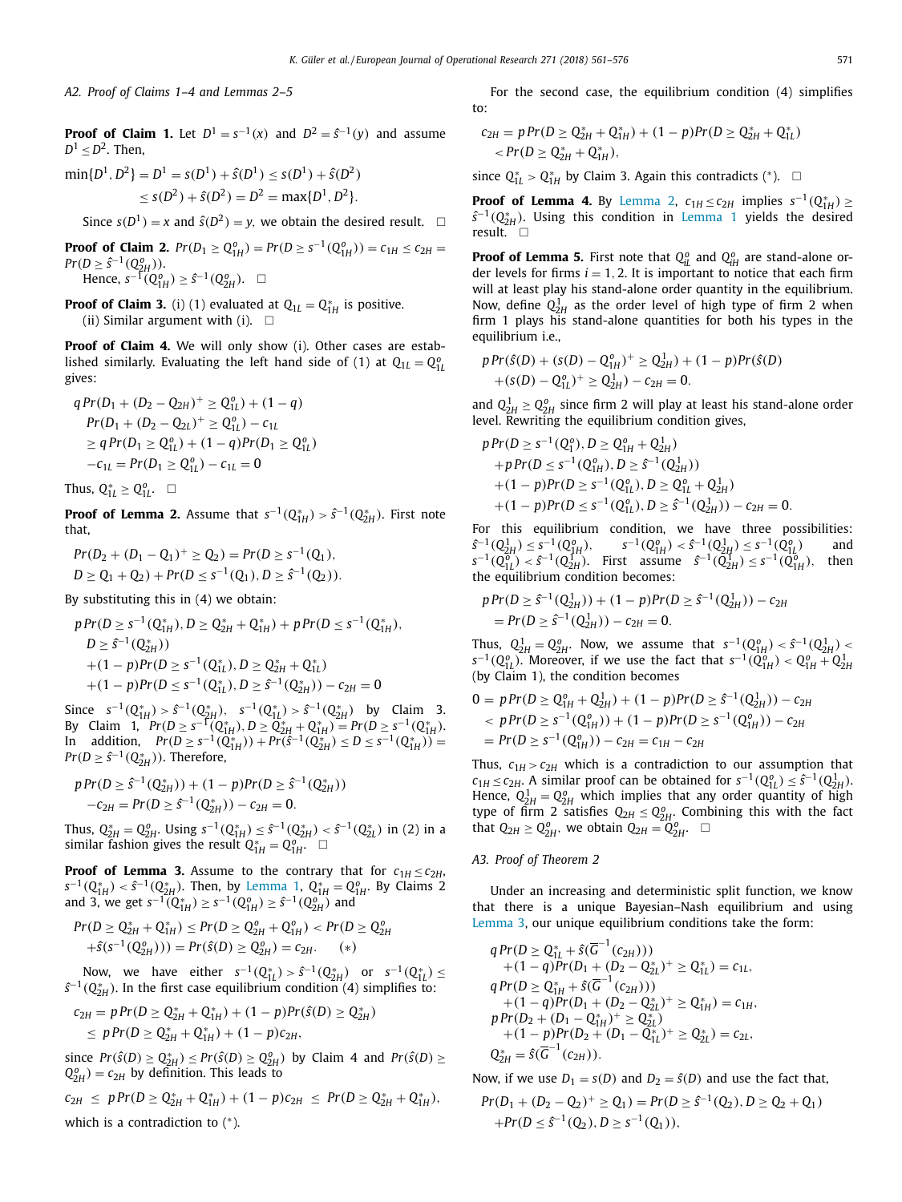### A2. Proof of Claims 1–4 and Lemmas 2–5

**Proof of Claim 1.** Let $D^1 = s^{-1}(x)$ and $D^2 = \hat{s}^{-1}(y)$ and assume $D^1 \le D^2$. Then,

$$\min\{D^1, D^2\} = D^1 = s(D^1) + \hat{s}(D^1) \le s(D^1) + \hat{s}(D^2) \le s(D^2) + \hat{s}(D^2) = D^2 = \max\{D^1, D^2\}.$$

Since $s(D^1) = x$ and $\hat{s}(D^2) = y$, we obtain the desired result. □

**Proof of Claim 2.** $Pr(D_1 \ge Q_{1H}^o) = Pr(D \ge s^{-1}(Q_{1H}^o)) = c_{1H} \le c_{2H} = Pr(D \ge \hat{s}^{-1}(Q_{2H}^o))$.

Hence, $s^{-1}(Q_{1H}^o) \ge \hat{s}^{-1}(Q_{2H}^o)$. □

**Proof of Claim 3.** (i) (1) evaluated at $Q_{1L} = Q_{1H}^*$ is positive.
(ii) Similar argument with (i). □

**Proof of Claim 4.** We will only show (i). Other cases are established similarly. Evaluating the left hand side of (1) at $Q_{1L} = Q_{1L}^o$ gives:

$$\begin{aligned}
&q\,Pr(D_1 + (D_2 - Q_{2H})^+ \ge Q_{1L}^o) + (1-q) \\
&Pr(D_1 + (D_2 - Q_{2L})^+ \ge Q_{1L}^o) - c_{1L} \\
&\ge q\,Pr(D_1 \ge Q_{1L}^o) + (1-q)Pr(D_1 \ge Q_{1L}^o) \\
&-c_{1L} = Pr(D_1 \ge Q_{1L}^o) - c_{1L} = 0
\end{aligned}$$

Thus, $Q_{1L}^* \ge Q_{1L}^o$. □

**Proof of Lemma 2.** Assume that $s^{-1}(Q_{1H}^*) > \hat{s}^{-1}(Q_{2H}^*)$. First note that,

$$\begin{aligned}
&Pr(D_2 + (D_1 - Q_1)^+ \ge Q_2) = Pr(D \ge s^{-1}(Q_1), \\
&D \ge Q_1 + Q_2) + Pr(D \le s^{-1}(Q_1), D \ge \hat{s}^{-1}(Q_2)).
\end{aligned}$$

By substituting this in (4) we obtain:

$$\begin{aligned}
&p\,Pr(D \ge s^{-1}(Q_{1H}^*), D \ge Q_{2H}^* + Q_{1H}^*) + p\,Pr(D \le s^{-1}(Q_{1H}^*), \\
&D \ge \hat{s}^{-1}(Q_{2H}^*)) \\
&+(1-p)Pr(D \ge s^{-1}(Q_{1L}^*), D \ge Q_{2H}^* + Q_{1L}^*) \\
&+(1-p)Pr(D \le s^{-1}(Q_{1L}^*), D \ge \hat{s}^{-1}(Q_{2H}^*)) - c_{2H} = 0
\end{aligned}$$

Since $s^{-1}(Q_{1H}^*) > \hat{s}^{-1}(Q_{2H}^*)$, $s^{-1}(Q_{1L}^*) > \hat{s}^{-1}(Q_{2H}^*)$ by Claim 3. By Claim 1, $Pr(D \ge s^{-1}(Q_{1H}^*), D \ge Q_{2H}^* + Q_{1H}^*) = Pr(D \ge s^{-1}(Q_{1H}^*))$. In addition, $Pr(D \ge s^{-1}(Q_{1H}^*)) + Pr(\hat{s}^{-1}(Q_{2H}^*) \le D \le s^{-1}(Q_{1H}^*)) = Pr(D \ge \hat{s}^{-1}(Q_{2H}^*))$. Therefore,

$$\begin{aligned}
&p\,Pr(D \ge \hat{s}^{-1}(Q_{2H}^*)) + (1-p)Pr(D \ge \hat{s}^{-1}(Q_{2H}^*)) \\
&-c_{2H} = Pr(D \ge \hat{s}^{-1}(Q_{2H}^*)) - c_{2H} = 0.
\end{aligned}$$

Thus, $Q_{2H}^* = Q_{2H}^o$. Using $s^{-1}(Q_{1H}^*) \le \hat{s}^{-1}(Q_{2H}^*) < \hat{s}^{-1}(Q_{2L}^*)$ in (2) in a similar fashion gives the result $Q_{1H}^* = Q_{1H}^o$. □

**Proof of Lemma 3.** Assume to the contrary that for $c_{1H} \le c_{2H}$, $s^{-1}(Q_{1H}^*) < \hat{s}^{-1}(Q_{2H}^*)$. Then, by Lemma 1, $Q_{1H}^* = Q_{1H}^o$. By Claims 2 and 3, we get $s^{-1}(Q_{1H}^*) \ge s^{-1}(Q_{1H}^o) \ge \hat{s}^{-1}(Q_{2H}^o)$ and

$$\begin{aligned}
&Pr(D \ge Q_{2H}^* + Q_{1H}^*) \le Pr(D \ge Q_{2H}^o + Q_{1H}^o) < Pr(D \ge Q_{2H}^o \\
&+\hat{s}(s^{-1}(Q_{2H}^o))) = Pr(\hat{s}(D) \ge Q_{2H}^o) = c_{2H}. \qquad (*)
\end{aligned}$$

Now, we have either $s^{-1}(Q_{1L}^*) > \hat{s}^{-1}(Q_{2H}^*)$ or $s^{-1}(Q_{1L}^*) \le \hat{s}^{-1}(Q_{2H}^*)$. In the first case equilibrium condition (4) simplifies to:

$$\begin{aligned}
c_{2H} &= p\,Pr(D \ge Q_{2H}^* + Q_{1H}^*) + (1-p)Pr(\hat{s}(D) \ge Q_{2H}^*) \\
&\le p\,Pr(D \ge Q_{2H}^* + Q_{1H}^*) + (1-p)c_{2H},
\end{aligned}$$

since $Pr(\hat{s}(D) \ge Q_{2H}^*) \le Pr(\hat{s}(D) \ge Q_{2H}^o)$ by Claim 4 and $Pr(\hat{s}(D) \ge Q_{2H}^o) = c_{2H}$ by definition. This leads to

$$c_{2H} \le p\,Pr(D \ge Q_{2H}^* + Q_{1H}^*) + (1-p)c_{2H} \le Pr(D \ge Q_{2H}^* + Q_{1H}^*),$$

which is a contradiction to (*).

For the second case, the equilibrium condition (4) simplifies to:

$$\begin{aligned}
c_{2H} &= p\,Pr(D \ge Q_{2H}^* + Q_{1H}^*) + (1-p)Pr(D \ge Q_{2H}^* + Q_{1L}^*) \\
&< Pr(D \ge Q_{2H}^* + Q_{1H}^*),
\end{aligned}$$

since $Q_{1L}^* > Q_{1H}^*$ by Claim 3. Again this contradicts (*). □

**Proof of Lemma 4.** By Lemma 2, $c_{1H} \le c_{2H}$ implies $s^{-1}(Q_{1H}^*) \ge \hat{s}^{-1}(Q_{2H}^*)$. Using this condition in Lemma 1 yields the desired result. □

**Proof of Lemma 5.** First note that $Q_{iL}^o$ and $Q_{iH}^o$ are stand-alone order levels for firms $i = 1, 2$. It is important to notice that each firm will at least play his stand-alone order quantity in the equilibrium. Now, define $Q_{2H}^1$ as the order level of high type of firm 2 when firm 1 plays his stand-alone quantities for both his types in the equilibrium i.e.,

$$\begin{aligned}
&p\,Pr(\hat{s}(D) + (s(D) - Q_{1H}^o)^+ \ge Q_{2H}^1) + (1-p)Pr(\hat{s}(D) \\
&+(s(D) - Q_{1L}^o)^+ \ge Q_{2H}^1) - c_{2H} = 0.
\end{aligned}$$

and $Q_{2H}^1 \ge Q_{2H}^o$ since firm 2 will play at least his stand-alone order level. Rewriting the equilibrium condition gives,

$$\begin{aligned}
&p\,Pr(D \ge s^{-1}(Q_1^o), D \ge Q_{1H}^o + Q_{2H}^1) \\
&+p\,Pr(D \le s^{-1}(Q_{1H}^o), D \ge \hat{s}^{-1}(Q_{2H}^1)) \\
&+(1-p)Pr(D \ge s^{-1}(Q_{1L}^o), D \ge Q_{1L}^o + Q_{2H}^1) \\
&+(1-p)Pr(D \le s^{-1}(Q_{1L}^o), D \ge \hat{s}^{-1}(Q_{2H}^1)) - c_{2H} = 0.
\end{aligned}$$

For this equilibrium condition, we have three possibilities: $\hat{s}^{-1}(Q_{2H}^1) \le s^{-1}(Q_{1H}^o)$, $s^{-1}(Q_{1H}^o) < \hat{s}^{-1}(Q_{2H}^1) \le s^{-1}(Q_{1L}^o)$ and $s^{-1}(Q_{1L}^o) < \hat{s}^{-1}(Q_{2H}^1)$. First assume $\hat{s}^{-1}(Q_{2H}^1) \le s^{-1}(Q_{1H}^o)$, then the equilibrium condition becomes:

$$\begin{aligned}
&p\,Pr(D \ge \hat{s}^{-1}(Q_{2H}^1)) + (1-p)Pr(D \ge \hat{s}^{-1}(Q_{2H}^1)) - c_{2H} \\
&= Pr(D \ge \hat{s}^{-1}(Q_{2H}^1)) - c_{2H} = 0.
\end{aligned}$$

Thus, $Q_{2H}^1 = Q_{2H}^o$. Now, we assume that $s^{-1}(Q_{1H}^o) < \hat{s}^{-1}(Q_{2H}^1) < s^{-1}(Q_{1L}^o)$. Moreover, if we use the fact that $s^{-1}(Q_{1H}^o) < Q_{1H}^o + Q_{2H}^1$ (by Claim 1), the condition becomes

$$\begin{aligned}
0 &= p\,Pr(D \ge Q_{1H}^o + Q_{2H}^1) + (1-p)Pr(D \ge \hat{s}^{-1}(Q_{2H}^1)) - c_{2H} \\
&< p\,Pr(D \ge s^{-1}(Q_{1H}^o)) + (1-p)Pr(D \ge s^{-1}(Q_{1H}^o)) - c_{2H} \\
&= Pr(D \ge s^{-1}(Q_{1H}^o)) - c_{2H} = c_{1H} - c_{2H}
\end{aligned}$$

Thus, $c_{1H} > c_{2H}$ which is a contradiction to our assumption that $c_{1H} \le c_{2H}$. A similar proof can be obtained for $s^{-1}(Q_{1L}^o) \le \hat{s}^{-1}(Q_{2H}^1)$. Hence, $Q_{2H}^1 = Q_{2H}^o$ which implies that any order quantity of high type of firm 2 satisfies $Q_{2H} \le Q_{2H}^o$. Combining this with the fact that $Q_{2H} \ge Q_{2H}^o$, we obtain $Q_{2H} = Q_{2H}^o$. □

### A3. Proof of Theorem 2

Under an increasing and deterministic split function, we know that there is a unique Bayesian–Nash equilibrium and using Lemma 3, our unique equilibrium conditions take the form:

$$\begin{aligned}
&q\,Pr(D \ge Q_{1L}^* + \hat{s}(\overline{G}^{-1}(c_{2H}))) \\
&\quad+(1-q)Pr(D_1 + (D_2 - Q_{2L}^*)^+ \ge Q_{1L}^*) = c_{1L}, \\
&q\,Pr(D \ge Q_{1H}^* + \hat{s}(\overline{G}^{-1}(c_{2H}))) \\
&\quad+(1-q)Pr(D_1 + (D_2 - Q_{2L}^*)^+ \ge Q_{1H}^*) = c_{1H}, \\
&p\,Pr(D_2 + (D_1 - Q_{1H}^*)^+ \ge Q_{2L}^*) \\
&\quad+(1-p)Pr(D_2 + (D_1 - Q_{1L}^*)^+ \ge Q_{2L}^*) = c_{2L}, \\
&Q_{2H}^* = \hat{s}(\overline{G}^{-1}(c_{2H})).
\end{aligned}$$

Now, if we use $D_1 = s(D)$ and $D_2 = \hat{s}(D)$ and use the fact that,

$$\begin{aligned}
&Pr(D_1 + (D_2 - Q_2)^+ \ge Q_1) = Pr(D \ge \hat{s}^{-1}(Q_2), D \ge Q_2 + Q_1) \\
&+Pr(D \le \hat{s}^{-1}(Q_2), D \ge s^{-1}(Q_1)),
\end{aligned}$$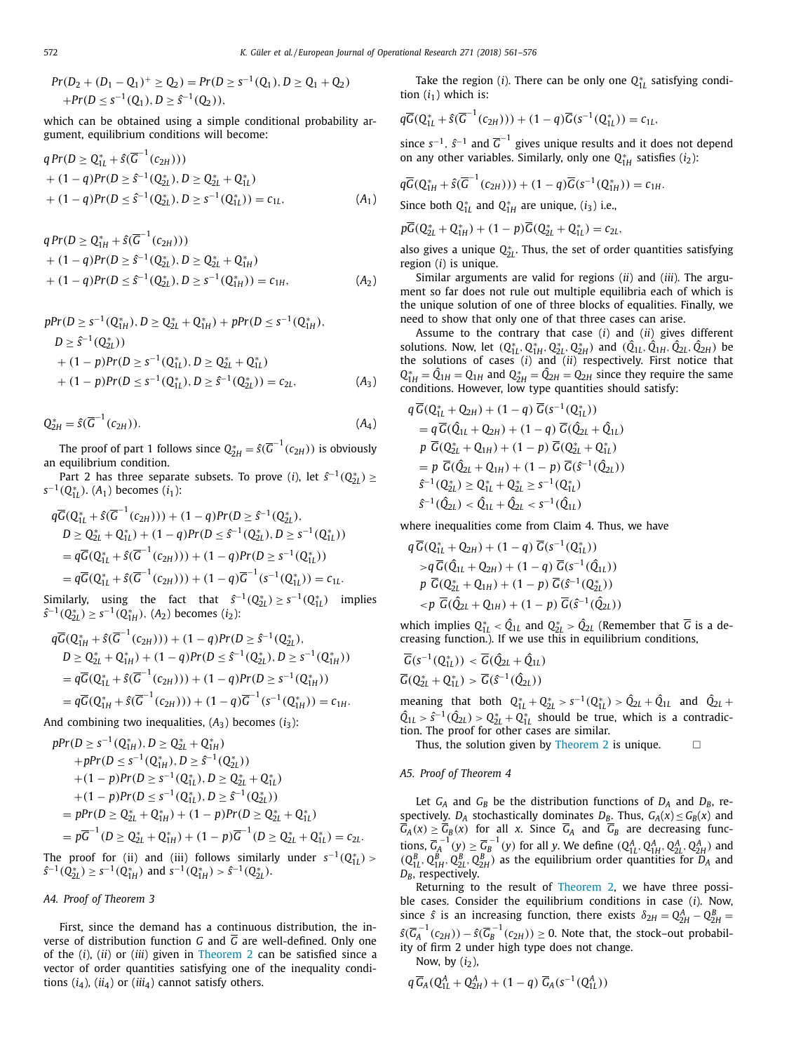$$Pr(D_2 + (D_1 - Q_1)^+ \geq Q_2) = Pr(D \geq s^{-1}(Q_1), D \geq Q_1 + Q_2) + Pr(D \leq s^{-1}(Q_1), D \geq \hat{s}^{-1}(Q_2)),$$

which can be obtained using a simple conditional probability argument, equilibrium conditions will become:

$$q\,Pr(D \geq Q_{1L}^* + \hat{s}(\overline{G}^{-1}(c_{2H}))) + (1-q)Pr(D \geq \hat{s}^{-1}(Q_{2L}^*), D \geq Q_{2L}^* + Q_{1L}^*) + (1-q)Pr(D \leq \hat{s}^{-1}(Q_{2L}^*), D \geq s^{-1}(Q_{1L}^*)) = c_{1L}, \tag{$A_1$}$$

$$q\,Pr(D \geq Q_{1H}^* + \hat{s}(\overline{G}^{-1}(c_{2H}))) + (1-q)Pr(D \geq \hat{s}^{-1}(Q_{2L}^*), D \geq Q_{2L}^* + Q_{1H}^*) + (1-q)Pr(D \leq \hat{s}^{-1}(Q_{2L}^*), D \geq s^{-1}(Q_{1H}^*)) = c_{1H}, \tag{$A_2$}$$

$$pPr(D \geq s^{-1}(Q_{1H}^*), D \geq Q_{2L}^* + Q_{1H}^*) + pPr(D \leq s^{-1}(Q_{1H}^*), D \geq \hat{s}^{-1}(Q_{2L}^*)) + (1-p)Pr(D \geq s^{-1}(Q_{1L}^*), D \geq Q_{2L}^* + Q_{1L}^*) + (1-p)Pr(D \leq s^{-1}(Q_{1L}^*), D \geq \hat{s}^{-1}(Q_{2L}^*)) = c_{2L}, \tag{$A_3$}$$

$$Q_{2H}^* = \hat{s}(\overline{G}^{-1}(c_{2H})). \tag{$A_4$}$$

The proof of part 1 follows since $Q_{2H}^* = \hat{s}(\overline{G}^{-1}(c_{2H}))$ is obviously an equilibrium condition.

Part 2 has three separate subsets. To prove $(i)$, let $\hat{s}^{-1}(Q_{2L}^*) \geq s^{-1}(Q_{1L}^*)$. $(A_1)$ becomes $(i_1)$:

$$\begin{aligned}
&q\overline{G}(Q_{1L}^* + \hat{s}(\overline{G}^{-1}(c_{2H}))) + (1-q)Pr(D \geq \hat{s}^{-1}(Q_{2L}^*), D \geq Q_{2L}^* + Q_{1L}^*) + (1-q)Pr(D \leq \hat{s}^{-1}(Q_{2L}^*), D \geq s^{-1}(Q_{1L}^*)) \\
&= q\overline{G}(Q_{1L}^* + \hat{s}(\overline{G}^{-1}(c_{2H}))) + (1-q)Pr(D \geq s^{-1}(Q_{1L}^*)) \\
&= q\overline{G}(Q_{1L}^* + \hat{s}(\overline{G}^{-1}(c_{2H}))) + (1-q)\overline{G}^{-1}(s^{-1}(Q_{1L}^*)) = c_{1L}.
\end{aligned}$$

Similarly, using the fact that $\hat{s}^{-1}(Q_{2L}^*) \geq s^{-1}(Q_{1L}^*)$ implies $\hat{s}^{-1}(Q_{2L}^*) \geq s^{-1}(Q_{1H}^*)$, $(A_2)$ becomes $(i_2)$:

$$\begin{aligned}
&q\overline{G}(Q_{1H}^* + \hat{s}(\overline{G}^{-1}(c_{2H}))) + (1-q)Pr(D \geq \hat{s}^{-1}(Q_{2L}^*), D \geq Q_{2L}^* + Q_{1H}^*) + (1-q)Pr(D \leq \hat{s}^{-1}(Q_{2L}^*), D \geq s^{-1}(Q_{1H}^*)) \\
&= q\overline{G}(Q_{1L}^* + \hat{s}(\overline{G}^{-1}(c_{2H}))) + (1-q)Pr(D \geq s^{-1}(Q_{1H}^*)) \\
&= q\overline{G}(Q_{1H}^* + \hat{s}(\overline{G}^{-1}(c_{2H}))) + (1-q)\overline{G}^{-1}(s^{-1}(Q_{1H}^*)) = c_{1H}.
\end{aligned}$$

And combining two inequalities, $(A_3)$ becomes $(i_3)$:

$$\begin{aligned}
&pPr(D \geq s^{-1}(Q_{1H}^*), D \geq Q_{2L}^* + Q_{1H}^*) + pPr(D \leq s^{-1}(Q_{1H}^*), D \geq \hat{s}^{-1}(Q_{2L}^*)) \\
&+ (1-p)Pr(D \geq s^{-1}(Q_{1L}^*), D \geq Q_{2L}^* + Q_{1L}^*) + (1-p)Pr(D \leq s^{-1}(Q_{1L}^*), D \geq \hat{s}^{-1}(Q_{2L}^*)) \\
&= pPr(D \geq Q_{2L}^* + Q_{1H}^*) + (1-p)Pr(D \geq Q_{2L}^* + Q_{1L}^*) \\
&= p\overline{G}^{-1}(D \geq Q_{2L}^* + Q_{1H}^*) + (1-p)\overline{G}^{-1}(D \geq Q_{2L}^* + Q_{1L}^*) = c_{2L}.
\end{aligned}$$

The proof for (ii) and (iii) follows similarly under $s^{-1}(Q_{1L}^*) > \hat{s}^{-1}(Q_{2L}^*) \geq s^{-1}(Q_{1H}^*)$ and $s^{-1}(Q_{1H}^*) > \hat{s}^{-1}(Q_{2L}^*)$.

## A4. Proof of Theorem 3

First, since the demand has a continuous distribution, the inverse of distribution function $G$ and $\overline{G}$ are well-defined. Only one of the $(i)$, $(ii)$ or $(iii)$ given in Theorem 2 can be satisfied since a vector of order quantities satisfying one of the inequality conditions $(i_4)$, $(ii_4)$ or $(iii_4)$ cannot satisfy others.

Take the region $(i)$. There can be only one $Q_{1L}^*$ satisfying condition $(i_1)$ which is:

$$q\overline{G}(Q_{1L}^* + \hat{s}(\overline{G}^{-1}(c_{2H}))) + (1-q)\overline{G}(s^{-1}(Q_{1L}^*)) = c_{1L},$$

since $s^{-1}$, $\hat{s}^{-1}$ and $\overline{G}^{-1}$ gives unique results and it does not depend on any other variables. Similarly, only one $Q_{1H}^*$ satisfies $(i_2)$:

$$q\overline{G}(Q_{1H}^* + \hat{s}(\overline{G}^{-1}(c_{2H}))) + (1-q)\overline{G}(s^{-1}(Q_{1H}^*)) = c_{1H}.$$

Since both $Q_{1L}^*$ and $Q_{1H}^*$ are unique, $(i_3)$ i.e.,

$$p\overline{G}(Q_{2L}^* + Q_{1H}^*) + (1-p)\overline{G}(Q_{2L}^* + Q_{1L}^*) = c_{2L},$$

also gives a unique $Q_{2L}^*$. Thus, the set of order quantities satisfying region $(i)$ is unique.

Similar arguments are valid for regions $(ii)$ and $(iii)$. The argument so far does not rule out multiple equilibria each of which is the unique solution of one of three blocks of equalities. Finally, we need to show that only one of that three cases can arise.

Assume to the contrary that case $(i)$ and $(ii)$ gives different solutions. Now, let $(Q_{1L}^*, Q_{1H}^*, Q_{2L}^*, Q_{2H}^*)$ and $(\hat{Q}_{1L}, \hat{Q}_{1H}, \hat{Q}_{2L}, \hat{Q}_{2H})$ be the solutions of cases $(i)$ and $(ii)$ respectively. First notice that $Q_{1H}^* = \hat{Q}_{1H} = Q_{1H}$ and $Q_{2H}^* = \hat{Q}_{2H} = Q_{2H}$ since they require the same conditions. However, low type quantities should satisfy:

$$\begin{aligned}
&q\,\overline{G}(Q_{1L}^* + Q_{2H}) + (1-q)\,\overline{G}(s^{-1}(Q_{1L}^*)) \\
&= q\,\overline{G}(\hat{Q}_{1L} + Q_{2H}) + (1-q)\,\overline{G}(\hat{Q}_{2L} + \hat{Q}_{1L}) \\
&p\,\overline{G}(Q_{2L}^* + Q_{1H}) + (1-p)\,\overline{G}(Q_{2L}^* + Q_{1L}^*) \\
&= p\,\overline{G}(\hat{Q}_{2L} + Q_{1H}) + (1-p)\,\overline{G}(\hat{s}^{-1}(\hat{Q}_{2L})) \\
&\hat{s}^{-1}(Q_{2L}^*) \geq Q_{1L}^* + Q_{2L}^* \geq s^{-1}(Q_{1L}^*) \\
&\hat{s}^{-1}(\hat{Q}_{2L}) < \hat{Q}_{1L} + \hat{Q}_{2L} < s^{-1}(\hat{Q}_{1L})
\end{aligned}$$

where inequalities come from Claim 4. Thus, we have

$$\begin{aligned}
&q\,\overline{G}(Q_{1L}^* + Q_{2H}) + (1-q)\,\overline{G}(s^{-1}(Q_{1L}^*)) \\
&> q\,\overline{G}(\hat{Q}_{1L} + Q_{2H}) + (1-q)\,\overline{G}(s^{-1}(\hat{Q}_{1L})) \\
&p\,\overline{G}(Q_{2L}^* + Q_{1H}) + (1-p)\,\overline{G}(\hat{s}^{-1}(Q_{2L}^*)) \\
&< p\,\overline{G}(\hat{Q}_{2L} + Q_{1H}) + (1-p)\,\overline{G}(\hat{s}^{-1}(\hat{Q}_{2L}))
\end{aligned}$$

which implies $Q_{1L}^* < \hat{Q}_{1L}$ and $Q_{2L}^* > \hat{Q}_{2L}$ (Remember that $\overline{G}$ is a decreasing function.). If we use this in equilibrium conditions,

$$\begin{aligned}
&\overline{G}(s^{-1}(Q_{1L}^*)) < \overline{G}(\hat{Q}_{2L} + \hat{Q}_{1L}) \\
&\overline{G}(Q_{2L}^* + Q_{1L}^*) > \overline{G}(\hat{s}^{-1}(\hat{Q}_{2L}))
\end{aligned}$$

meaning that both $Q_{1L}^* + Q_{2L}^* > s^{-1}(Q_{1L}^*) > \hat{Q}_{2L} + \hat{Q}_{1L}$ and $\hat{Q}_{2L} + \hat{Q}_{1L} > \hat{s}^{-1}(\hat{Q}_{2L}) > Q_{2L}^* + Q_{1L}^*$ should be true, which is a contradiction. The proof for other cases are similar.

Thus, the solution given by Theorem 2 is unique. □

## A5. Proof of Theorem 4

Let $G_A$ and $G_B$ be the distribution functions of $D_A$ and $D_B$, respectively. $D_A$ stochastically dominates $D_B$. Thus, $G_A(x) \leq G_B(x)$ and $\overline{G}_A(x) \geq \overline{G}_B(x)$ for all $x$. Since $\overline{G}_A$ and $\overline{G}_B$ are decreasing functions, $\overline{G}_A^{-1}(y) \geq \overline{G}_B^{-1}(y)$ for all $y$. We define $(Q_{1L}^A, Q_{1H}^A, Q_{2L}^A, Q_{2H}^A)$ and $(Q_{1L}^B, Q_{1H}^B, Q_{2L}^B, Q_{2H}^B)$ as the equilibrium order quantities for $D_A$ and $D_B$, respectively.

Returning to the result of Theorem 2, we have three possible cases. Consider the equilibrium conditions in case $(i)$. Now, since $\hat{s}$ is an increasing function, there exists $\delta_{2H} = Q_{2H}^A - Q_{2H}^B = \hat{s}(\overline{G}_A^{-1}(c_{2H})) - \hat{s}(\overline{G}_B^{-1}(c_{2H})) \geq 0$. Note that, the stock–out probability of firm 2 under high type does not change.

Now, by $(i_2)$,

$$q\,\overline{G}_A(Q_{1L}^A + Q_{2H}^A) + (1-q)\,\overline{G}_A(s^{-1}(Q_{1L}^A))$$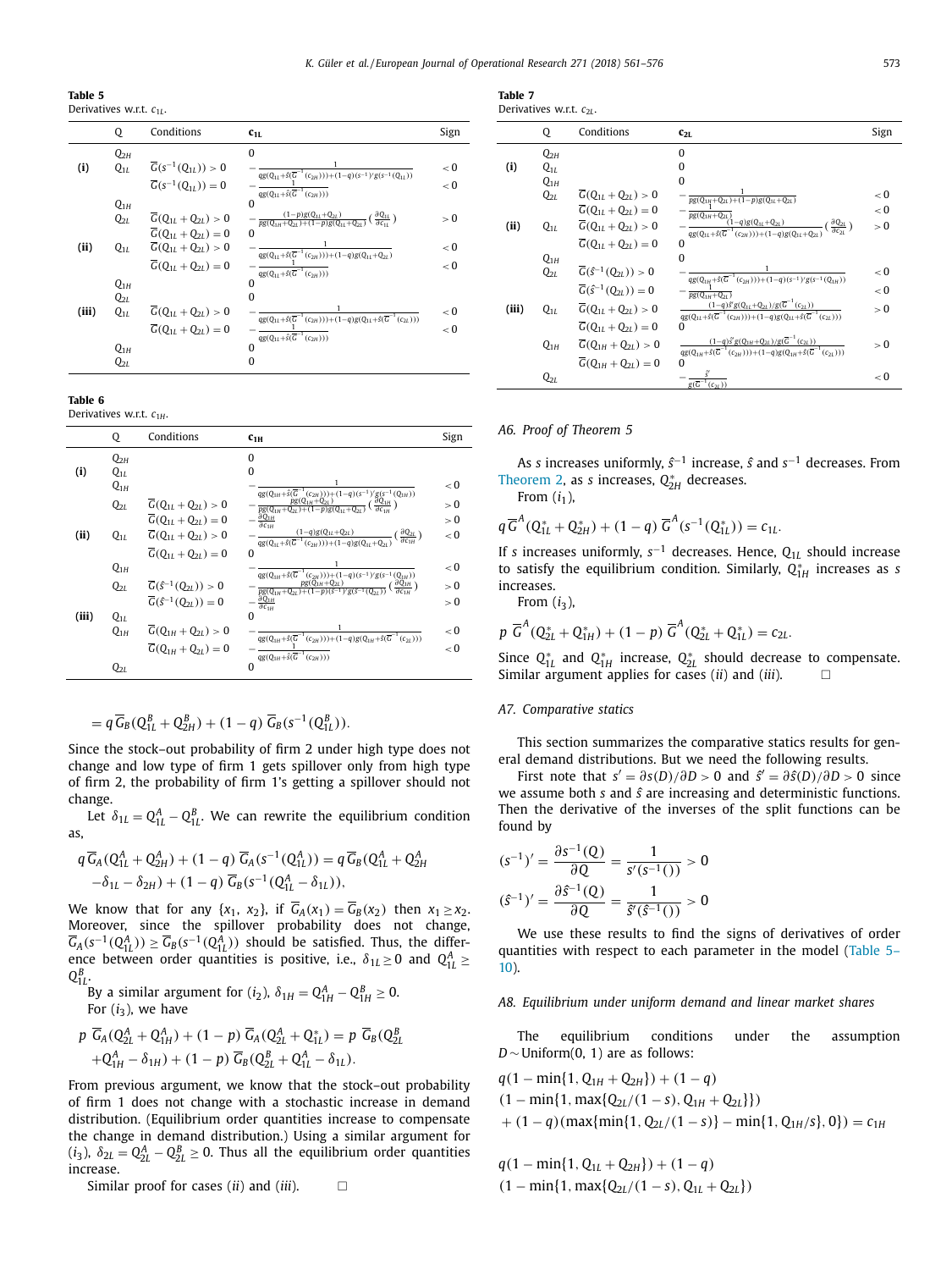**Table 5**
Derivatives w.r.t. $c_{1L}$.

| | Q | Conditions | $\mathbf{c_{1L}}$ | Sign |
|---|---|---|---|---|
| **(i)** | $Q_{2H}$ | | $0$ | |
| | $Q_{1L}$ | $\overline{G}(s^{-1}(Q_{1L}))>0$ | $-\frac{1}{qg(Q_{1L}+\hat{s}(\overline{G}^{-1}(c_{2H})))+(1-q)(s^{-1})'g(s^{-1}(Q_{1L}))}$ | $<0$ |
| | | $\overline{G}(s^{-1}(Q_{1L}))=0$ | $-\frac{1}{qg(Q_{1L}+\hat{s}(\overline{G}^{-1}(c_{2H})))}$ | $<0$ |
| **(ii)** | $Q_{1H}$ | | $0$ | |
| | $Q_{2L}$ | $\overline{G}(Q_{1L}+Q_{2L})>0$ | $-\frac{(1-p)g(Q_{1L}+Q_{2L})}{pg(Q_{1H}+Q_{2L})+(1-p)g(Q_{1L}+Q_{2L})}\left(\frac{\partial Q_{1L}}{\partial c_{1L}}\right)$ | $>0$ |
| | | $\overline{G}(Q_{1L}+Q_{2L})=0$ | $0$ | |
| | $Q_{1L}$ | $\overline{G}(Q_{1L}+Q_{2L})>0$ | $-\frac{1}{qg(Q_{1L}+\hat{s}(\overline{G}^{-1}(c_{2H})))+(1-q)g(Q_{1L}+Q_{2L})}$ | $<0$ |
| | | $\overline{G}(Q_{1L}+Q_{2L})=0$ | $-\frac{1}{qg(Q_{1L}+\hat{s}(\overline{G}^{-1}(c_{2H})))}$ | $<0$ |
| **(iii)** | $Q_{1H}$ | | $0$ | |
| | $Q_{2L}$ | | $0$ | |
| | $Q_{1L}$ | $\overline{G}(Q_{1L}+Q_{2L})>0$ | $-\frac{1}{qg(Q_{1L}+\hat{s}(\overline{G}^{-1}(c_{2H})))+(1-q)g(Q_{1L}+\hat{s}(\overline{G}^{-1}(c_{2L})))}$ | $<0$ |
| | | $\overline{G}(Q_{1L}+Q_{2L})=0$ | $-\frac{1}{qg(Q_{1L}+\hat{s}(\overline{G}^{-1}(c_{2H})))}$ | $<0$ |
| | $Q_{1H}$ | | $0$ | |
| | $Q_{2L}$ | | $0$ | |

**Table 6**
Derivatives w.r.t. $c_{1H}$.

| | Q | Conditions | $\mathbf{c_{1H}}$ | Sign |
|---|---|---|---|---|
| **(i)** | $Q_{2H}$ | | $0$ | |
| | $Q_{1L}$ | | $0$ | |
| | $Q_{1H}$ | | $-\frac{1}{qg(Q_{1H}+\hat{s}(\overline{G}^{-1}(c_{2H})))+(1-q)(s^{-1})'g(s^{-1}(Q_{1H}))}$ | $<0$ |
| **(ii)** | $Q_{2L}$ | $\overline{G}(Q_{1L}+Q_{2L})>0$ | $-\frac{pg(Q_{1H}+Q_{2L})}{pg(Q_{1H}+Q_{2L})+(1-p)g(Q_{1L}+Q_{2L})}\left(\frac{\partial Q_{1H}}{\partial c_{1H}}\right)$ | $>0$ |
| | | $\overline{G}(Q_{1L}+Q_{2L})=0$ | $-\frac{\partial Q_{1H}}{\partial c_{1H}}$ | $>0$ |
| | $Q_{1L}$ | $\overline{G}(Q_{1L}+Q_{2L})>0$ | $-\frac{(1-q)g(Q_{1L}+Q_{2L})}{qg(Q_{1L}+\hat{s}(\overline{G}^{-1}(c_{2H})))+(1-q)g(Q_{1L}+Q_{2L})}\left(\frac{\partial Q_{2L}}{\partial c_{1H}}\right)$ | $<0$ |
| | | $\overline{G}(Q_{1L}+Q_{2L})=0$ | $0$ | |
| | $Q_{1H}$ | | $-\frac{1}{qg(Q_{1H}+\hat{s}(\overline{G}^{-1}(c_{2H})))+(1-q)(s^{-1})'g(s^{-1}(Q_{1H}))}$ | $<0$ |
| | $Q_{2L}$ | $\overline{G}(\hat{s}^{-1}(Q_{2L}))>0$ | $-\frac{pg(Q_{1H}+Q_{2L})}{pg(Q_{1H}+Q_{2L})+(1-p)(\hat{s}^{-1})'g(\hat{s}^{-1}(Q_{2L}))}\left(\frac{\partial Q_{1H}}{\partial c_{1H}}\right)$ | $>0$ |
| | | $\overline{G}(\hat{s}^{-1}(Q_{2L}))=0$ | $-\frac{\partial Q_{1H}}{\partial c_{1H}}$ | $>0$ |
| **(iii)** | $Q_{1L}$ | | $0$ | |
| | $Q_{1H}$ | $\overline{G}(Q_{1H}+Q_{2L})>0$ | $-\frac{1}{qg(Q_{1H}+\hat{s}(\overline{G}^{-1}(c_{2H})))+(1-q)g(Q_{1H}+\hat{s}(\overline{G}^{-1}(c_{2L})))}$ | $<0$ |
| | | $\overline{G}(Q_{1H}+Q_{2L})=0$ | $-\frac{1}{qg(Q_{1H}+\hat{s}(\overline{G}^{-1}(c_{2H})))}$ | $<0$ |
| | $Q_{2L}$ | | $0$ | |

$$= q\,\overline{G}_B(Q^B_{1L}+Q^B_{2H})+(1-q)\,\overline{G}_B(s^{-1}(Q^B_{1L})).$$

Since the stock–out probability of firm 2 under high type does not change and low type of firm 1 gets spillover only from high type of firm 2, the probability of firm 1's getting a spillover should not change.

Let $\delta_{1L}=Q^A_{1L}-Q^B_{1L}$. We can rewrite the equilibrium condition as,

$$q\,\overline{G}_A(Q^A_{1L}+Q^A_{2H})+(1-q)\,\overline{G}_A(s^{-1}(Q^A_{1L}))=q\,\overline{G}_B(Q^A_{1L}+Q^A_{2H}-\delta_{1L}-\delta_{2H})+(1-q)\,\overline{G}_B(s^{-1}(Q^A_{1L}-\delta_{1L})),$$

We know that for any $\{x_1, x_2\}$, if $\overline{G}_A(x_1)=\overline{G}_B(x_2)$ then $x_1\geq x_2$. Moreover, since the spillover probability does not change, $\overline{G}_A(s^{-1}(Q^A_{1L}))\geq\overline{G}_B(s^{-1}(Q^A_{1L}))$ should be satisfied. Thus, the difference between order quantities is positive, i.e., $\delta_{1L}\geq 0$ and $Q^A_{1L}\geq Q^B_{1L}$.

By a similar argument for $(i_2)$, $\delta_{1H}=Q^A_{1H}-Q^B_{1H}\geq 0$.

For $(i_3)$, we have

$$p\;\overline{G}_A(Q^A_{2L}+Q^A_{1H})+(1-p)\;\overline{G}_A(Q^A_{2L}+Q^*_{1L})=p\;\overline{G}_B(Q^B_{2L}+Q^A_{1H}-\delta_{1H})+(1-p)\;\overline{G}_B(Q^B_{2L}+Q^A_{1L}-\delta_{1L}).$$

From previous argument, we know that the stock–out probability of firm 1 does not change with a stochastic increase in demand distribution. (Equilibrium order quantities increase to compensate the change in demand distribution.) Using a similar argument for $(i_3)$, $\delta_{2L}=Q^A_{2L}-Q^B_{2L}\geq 0$. Thus all the equilibrium order quantities increase.

Similar proof for cases $(ii)$ and $(iii)$. $\square$

**Table 7**
Derivatives w.r.t. $c_{2L}$.

| | Q | Conditions | $\mathbf{c_{2L}}$ | Sign |
|---|---|---|---|---|
| **(i)** | $Q_{2H}$ | | $0$ | |
| | $Q_{1L}$ | | $0$ | |
| | $Q_{1H}$ | | $0$ | |
| | $Q_{2L}$ | $\overline{G}(Q_{1L}+Q_{2L})>0$ | $-\frac{1}{pg(Q_{1H}+Q_{2L})+(1-p)g(Q_{1L}+Q_{2L})}$ | $<0$ |
| | | $\overline{G}(Q_{1L}+Q_{2L})=0$ | $-\frac{1}{pg(Q_{1H}+Q_{2L})}$ | $<0$ |
| **(ii)** | $Q_{1L}$ | $\overline{G}(Q_{1L}+Q_{2L})>0$ | $-\frac{(1-q)g(Q_{1L}+Q_{2L})}{qg(Q_{1L}+\hat{s}(\overline{G}^{-1}(c_{2H})))+(1-q)g(Q_{1L}+Q_{2L})}\left(\frac{\partial Q_{2L}}{\partial c_{2L}}\right)$ | $>0$ |
| | | $\overline{G}(Q_{1L}+Q_{2L})=0$ | $0$ | |
| | $Q_{1H}$ | | $0$ | |
| | $Q_{2L}$ | $\overline{G}(\hat{s}^{-1}(Q_{2L}))>0$ | $-\frac{1}{qg(Q_{1H}+\hat{s}(\overline{G}^{-1}(c_{2H})))+(1-q)(s^{-1})'g(s^{-1}(Q_{1H}))}$ | $<0$ |
| | | $\overline{G}(\hat{s}^{-1}(Q_{2L}))=0$ | $-\frac{1}{pg(Q_{1H}+Q_{2L})}$ | $<0$ |
| **(iii)** | $Q_{1L}$ | $\overline{G}(Q_{1L}+Q_{2L})>0$ | $\frac{(1-q)\hat{s}'g(Q_{1L}+Q_{2L})/g(\overline{G}^{-1}(c_{2L}))}{qg(Q_{1L}+\hat{s}(\overline{G}^{-1}(c_{2H})))+(1-q)g(Q_{1L}+\hat{s}(\overline{G}^{-1}(c_{2L})))}$ | $>0$ |
| | | $\overline{G}(Q_{1L}+Q_{2L})=0$ | $0$ | |
| | $Q_{1H}$ | $\overline{G}(Q_{1H}+Q_{2L})>0$ | $\frac{(1-q)\hat{s}'g(Q_{1H}+Q_{2L})/g(\overline{G}^{-1}(c_{2L}))}{qg(Q_{1H}+\hat{s}(\overline{G}^{-1}(c_{2H})))+(1-q)g(Q_{1H}+\hat{s}(\overline{G}^{-1}(c_{2L})))}$ | $>0$ |
| | | $\overline{G}(Q_{1H}+Q_{2L})=0$ | $0$ | |
| | $Q_{2L}$ | | $-\frac{\hat{s}'}{g(\overline{G}^{-1}(c_{2L}))}$ | $<0$ |

### A6. Proof of Theorem 5

As $s$ increases uniformly, $\hat{s}^{-1}$ increase, $\hat{s}$ and $s^{-1}$ decreases. From Theorem 2, as $s$ increases, $Q^*_{2H}$ decreases.

From $(i_1)$,

$$q\,\overline{G}^A(Q^*_{1L}+Q^*_{2H})+(1-q)\;\overline{G}^A(s^{-1}(Q^*_{1L}))=c_{1L}.$$

If $s$ increases uniformly, $s^{-1}$ decreases. Hence, $Q_{1L}$ should increase to satisfy the equilibrium condition. Similarly, $Q^*_{1H}$ increases as $s$ increases.

From $(i_3)$,

$$p\;\overline{G}^A(Q^*_{2L}+Q^*_{1H})+(1-p)\;\overline{G}^A(Q^*_{2L}+Q^*_{1L})=c_{2L}.$$

Since $Q^*_{1L}$ and $Q^*_{1H}$ increase, $Q^*_{2L}$ should decrease to compensate. Similar argument applies for cases $(ii)$ and $(iii)$. $\square$

### A7. Comparative statics

This section summarizes the comparative statics results for general demand distributions. But we need the following results.

First note that $s'=\partial s(D)/\partial D>0$ and $\hat{s}'=\partial\hat{s}(D)/\partial D>0$ since we assume both $s$ and $\hat{s}$ are increasing and deterministic functions. Then the derivative of the inverses of the split functions can be found by

$$(s^{-1})'=\frac{\partial s^{-1}(Q)}{\partial Q}=\frac{1}{s'(s^{-1}())}>0$$

$$(\hat{s}^{-1})'=\frac{\partial\hat{s}^{-1}(Q)}{\partial Q}=\frac{1}{\hat{s}'(\hat{s}^{-1}())}>0$$

We use these results to find the signs of derivatives of order quantities with respect to each parameter in the model (Table 5–10).

### A8. Equilibrium under uniform demand and linear market shares

The equilibrium conditions under the assumption $D\sim$Uniform(0, 1) are as follows:

$$q(1-\min\{1, Q_{1H}+Q_{2H}\})+(1-q)$$
$$(1-\min\{1, \max\{Q_{2L}/(1-s), Q_{1H}+Q_{2L}\}\})$$
$$+(1-q)(\max\{\min\{1, Q_{2L}/(1-s)\}-\min\{1, Q_{1H}/s\}, 0\})=c_{1H}$$

$$q(1-\min\{1, Q_{1L}+Q_{2H}\})+(1-q)$$
$$(1-\min\{1, \max\{Q_{2L}/(1-s), Q_{1L}+Q_{2L}\})$$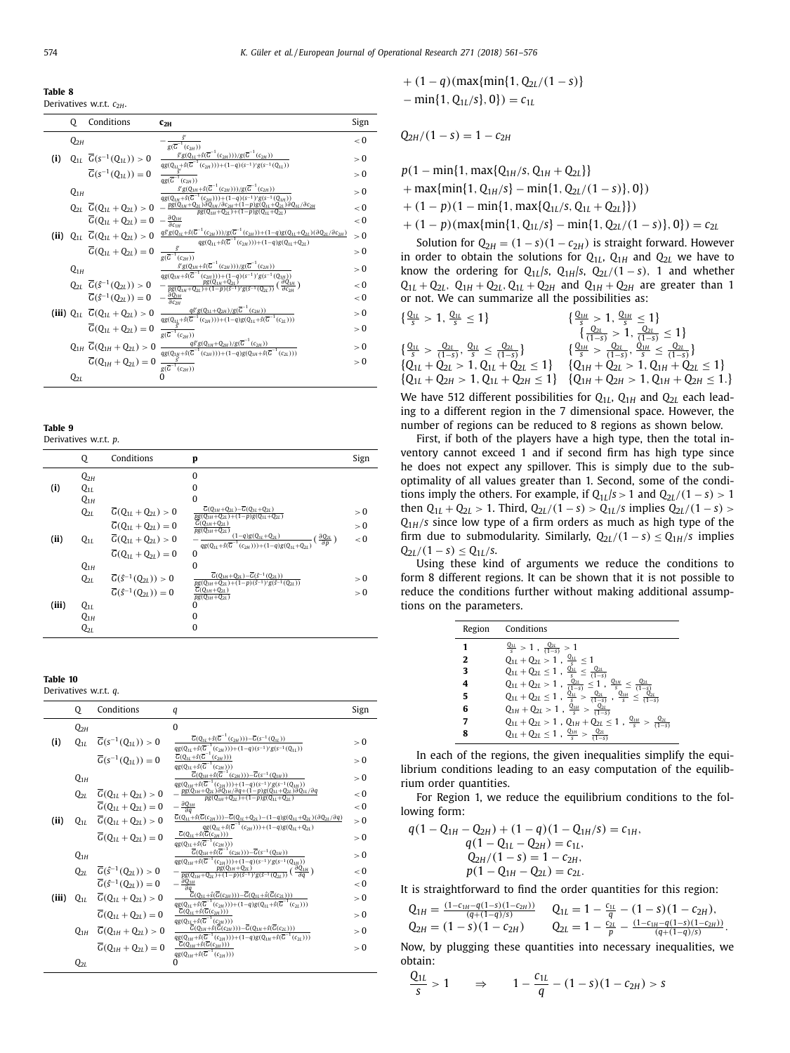**Table 8**
Derivatives w.r.t. $c_{2H}$.

| | Q | Conditions | $\mathbf{c_{2H}}$ | Sign |
|---|---|---|---|---|
| | $Q_{2H}$ | | $-\frac{\bar{s}'}{g(\overline{G}^{-1}(c_{2H}))}$ | $<0$ |
| **(i)** | $Q_{1L}$ | $\overline{G}(s^{-1}(Q_{1L}))>0$ | $\frac{\bar{s}'g(Q_{1L}+\bar{s}(\overline{G}^{-1}(c_{2H})))/g(\overline{G}^{-1}(c_{2H}))}{qg(Q_{1L}+\bar{s}(\overline{G}^{-1}(c_{2H})))+(1-q)(s^{-1})'g(s^{-1}(Q_{1L}))}$ | $>0$ |
| | | $\overline{G}(s^{-1}(Q_{1L}))=0$ | $\frac{\bar{s}'}{qg(\overline{G}^{-1}(c_{2H}))}$ | $>0$ |
| | $Q_{1H}$ | | $\frac{\bar{s}'g(Q_{1H}+\bar{s}(\overline{G}^{-1}(c_{2H})))/g(\overline{G}^{-1}(c_{2H}))}{qg(Q_{1H}+\bar{s}(\overline{G}^{-1}(c_{2H})))+(1-q)(s^{-1})'g(s^{-1}(Q_{1H}))}$ | $>0$ |
| | $Q_{2L}$ | $\overline{G}(Q_{1L}+Q_{2L})>0$ | $-\frac{pg(Q_{1H}+Q_{2L})\partial Q_{1H}/\partial c_{2H}+(1-p)g(Q_{1L}+Q_{2L})\partial Q_{1L}/\partial c_{2H}}{pg(Q_{1H}+Q_{2L})+(1-p)g(Q_{1L}+Q_{2L})}$ | $<0$ |
| | | $\overline{G}(Q_{1L}+Q_{2L})=0$ | $-\frac{\partial Q_{1H}}{\partial c_{1H}}$ | $<0$ |
| **(ii)** | $Q_{1L}$ | $\overline{G}(Q_{1L}+Q_{2L})>0$ | $\frac{q\bar{s}'g(Q_{1L}+\bar{s}(\overline{G}^{-1}(c_{2H})))/g(\overline{G}^{-1}(c_{2H}))+(1-q)g(Q_{1L}+Q_{2L})(\partial Q_{2L}/\partial c_{2H})}{qg(Q_{1L}+\bar{s}(\overline{G}^{-1}(c_{2H})))+(1-q)g(Q_{1L}+Q_{2L})}$ | $>0$ |
| | | $\overline{G}(Q_{1L}+Q_{2L})=0$ | $\frac{\bar{s}'}{g(\overline{G}^{-1}(c_{2H}))}$ | $>0$ |
| | $Q_{1H}$ | | $\frac{\bar{s}'g(Q_{1H}+\bar{s}(\overline{G}^{-1}(c_{2H})))/g(\overline{G}^{-1}(c_{2H}))}{qg(Q_{1H}+\bar{s}(\overline{G}^{-1}(c_{2H})))+(1-q)(s^{-1})'g(s^{-1}(Q_{1H}))}$ | $>0$ |
| | $Q_{2L}$ | $\overline{G}(\hat{s}^{-1}(Q_{2L}))>0$ | $-\frac{pg(Q_{1H}+Q_{2L})}{pg(Q_{1H}+Q_{2L})+(1-p)(\hat{s}^{-1})'g(\hat{s}^{-1}(Q_{2L}))}\left(\frac{\partial Q_{1H}}{\partial c_{2H}}\right)$ | $<0$ |
| | | $\overline{G}(\hat{s}^{-1}(Q_{2L}))=0$ | $-\frac{\partial Q_{1H}}{\partial c_{2H}}$ | $<0$ |
| **(iii)** | $Q_{1L}$ | $\overline{G}(Q_{1L}+Q_{2L})>0$ | $\frac{q\bar{s}'g(Q_{1L}+Q_{2H})/g(\overline{G}^{-1}(c_{2H}))}{qg(Q_{1L}+\bar{s}(\overline{G}^{-1}(c_{2H})))+(1-q)g(Q_{1L}+\hat{s}(\overline{G}^{-1}(c_{2L})))}$ | $>0$ |
| | | $\overline{G}(Q_{1L}+Q_{2L})=0$ | $\frac{\bar{s}'}{g(\overline{G}^{-1}(c_{2H}))}$ | $>0$ |
| | $Q_{1H}$ | $\overline{G}(Q_{1H}+Q_{2L})>0$ | $\frac{q\bar{s}'g(Q_{1H}+Q_{2H})/g(\overline{G}^{-1}(c_{2H}))}{qg(Q_{1H}+\bar{s}(\overline{G}^{-1}(c_{2H})))+(1-q)g(Q_{1H}+\hat{s}(\overline{G}^{-1}(c_{2L})))}$ | $>0$ |
| | | $\overline{G}(Q_{1H}+Q_{2L})=0$ | $\frac{\bar{s}'}{g(\overline{G}^{-1}(c_{2H}))}$ | $>0$ |
| | $Q_{2L}$ | | $0$ | |

**Table 9**
Derivatives w.r.t. $p$.

| | Q | Conditions | $\mathbf{p}$ | Sign |
|---|---|---|---|---|
| | $Q_{2H}$ | | $0$ | |
| **(i)** | $Q_{1L}$ | | $0$ | |
| | $Q_{1H}$ | | $0$ | |
| | $Q_{2L}$ | $\overline{G}(Q_{1L}+Q_{2L})>0$ | $\frac{\overline{G}(Q_{1H}+Q_{2L})-\overline{G}(Q_{1L}+Q_{2L})}{pg(Q_{1H}+Q_{2L})+(1-p)g(Q_{1L}+Q_{2L})}$ | $>0$ |
| | | $\overline{G}(Q_{1L}+Q_{2L})=0$ | $\frac{\overline{G}(Q_{1H}+Q_{2L})}{pg(Q_{1H}+Q_{2L})}$ | $>0$ |
| **(ii)** | $Q_{1L}$ | $\overline{G}(Q_{1L}+Q_{2L})>0$ | $-\frac{(1-q)g(Q_{1L}+Q_{2L})}{qg(Q_{1L}+\bar{s}(\overline{G}^{-1}(c_{2H})))+(1-q)g(Q_{1L}+Q_{2L})}\left(\frac{\partial Q_{2L}}{\partial p}\right)$ | $<0$ |
| | | $\overline{G}(Q_{1L}+Q_{2L})=0$ | $0$ | |
| | $Q_{1H}$ | | $0$ | |
| | $Q_{2L}$ | $\overline{G}(\hat{s}^{-1}(Q_{2L}))>0$ | $\frac{\overline{G}(Q_{1H}+Q_{2L})-\overline{G}(\hat{s}^{-1}(Q_{2L}))}{pg(Q_{1H}+Q_{2L})+(1-p)(\hat{s}^{-1})'g(\hat{s}^{-1}(Q_{2L}))}$ | $>0$ |
| | | $\overline{G}(\hat{s}^{-1}(Q_{2L}))=0$ | $\frac{\overline{G}(Q_{1H}+Q_{2L})}{pg(Q_{1H}+Q_{2L})}$ | $>0$ |
| **(iii)** | $Q_{1L}$ | | $0$ | |
| | $Q_{1H}$ | | $0$ | |
| | $Q_{2L}$ | | $0$ | |

**Table 10**
Derivatives w.r.t. $q$.

| | Q | Conditions | $q$ | Sign |
|---|---|---|---|---|
| | $Q_{2H}$ | | $0$ | |
| **(i)** | $Q_{1L}$ | $\overline{G}(s^{-1}(Q_{1L}))>0$ | $\frac{\overline{G}(Q_{1L}+\bar{s}(\overline{G}^{-1}(c_{2H})))-\overline{G}(s^{-1}(Q_{1L}))}{qg(Q_{1L}+\bar{s}(\overline{G}^{-1}(c_{2H})))+(1-q)(s^{-1})'g(s^{-1}(Q_{1L}))}$ | $>0$ |
| | | $\overline{G}(s^{-1}(Q_{1L}))=0$ | $\frac{\overline{G}(Q_{1L}+\bar{s}(\overline{G}^{-1}(c_{2H})))}{qg(Q_{1L}+\bar{s}(\overline{G}^{-1}(c_{2H})))}$ | $>0$ |
| | $Q_{1H}$ | | $\frac{\overline{G}(Q_{1H}+\bar{s}(\overline{G}^{-1}(c_{2H})))-\overline{G}(s^{-1}(Q_{1H}))}{qg(Q_{1H}+\bar{s}(\overline{G}^{-1}(c_{2H})))+(1-q)(s^{-1})'g(s^{-1}(Q_{1H}))}$ | $>0$ |
| | $Q_{2L}$ | $\overline{G}(Q_{1L}+Q_{2L})>0$ | $-\frac{pg(Q_{1H}+Q_{2L})\partial Q_{1H}/\partial q+(1-p)g(Q_{1L}+Q_{2L})\partial Q_{1L}/\partial q}{pg(Q_{1H}+Q_{2L})+(1-p)g(Q_{1L}+Q_{2L})}$ | $<0$ |
| | | $\overline{G}(Q_{1L}+Q_{2L})=0$ | $-\frac{\partial Q_{1H}}{\partial q}$ | $<0$ |
| **(ii)** | $Q_{1L}$ | $\overline{G}(Q_{1L}+Q_{2L})>0$ | $\frac{\overline{G}(Q_{1L}+\bar{s}(\overline{G}(c_{2H})))-\overline{G}(Q_{1L}+Q_{2L})-(1-q)g(Q_{1L}+Q_{2L})(\partial Q_{2L}/\partial q)}{qg(Q_{1L}+\bar{s}(\overline{G}^{-1}(c_{2H})))+(1-q)g(Q_{1L}+Q_{2L})}$ | $>0$ |
| | | $\overline{G}(Q_{1L}+Q_{2L})=0$ | $\frac{\overline{G}(Q_{1L}+\bar{s}(\overline{G}(c_{2H})))}{qg(Q_{1L}+\bar{s}(\overline{G}^{-1}(c_{2H})))}$ | $>0$ |
| | $Q_{1H}$ | | $\frac{\overline{G}(Q_{1H}+\bar{s}(\overline{G}^{-1}(c_{2H})))-\overline{G}(s^{-1}(Q_{1H}))}{qg(Q_{1H}+\bar{s}(\overline{G}^{-1}(c_{2H})))+(1-q)(s^{-1})'g(s^{-1}(Q_{1H}))}$ | $>0$ |
| | $Q_{2L}$ | $\overline{G}(\hat{s}^{-1}(Q_{2L}))>0$ | $-\frac{pg(Q_{1H}+Q_{2L})}{pg(Q_{1H}+Q_{2L})+(1-p)(\hat{s}^{-1})'g(\hat{s}^{-1}(Q_{2L}))}\left(\frac{\partial Q_{1H}}{\partial q}\right)$ | $<0$ |
| | | $\overline{G}(\hat{s}^{-1}(Q_{2L}))=0$ | $-\frac{\partial Q_{1H}}{\partial q}$ | $<0$ |
| **(iii)** | $Q_{1L}$ | $\overline{G}(Q_{1L}+Q_{2L})>0$ | $\frac{\overline{G}(Q_{1L}+\bar{s}(\overline{G}(c_{2H})))-\overline{G}(Q_{1L}+\hat{s}(\overline{G}(c_{2L})))}{qg(Q_{1L}+\bar{s}(\overline{G}^{-1}(c_{2H})))+(1-q)g(Q_{1L}+\hat{s}(\overline{G}^{-1}(c_{2L})))}$ | $>0$ |
| | | $\overline{G}(Q_{1L}+Q_{2L})=0$ | $\frac{\overline{G}(Q_{1L}+\bar{s}(\overline{G}(c_{2H})))}{qg(Q_{1L}+\bar{s}(\overline{G}^{-1}(c_{2H})))}$ | $>0$ |
| | $Q_{1H}$ | $\overline{G}(Q_{1H}+Q_{2L})>0$ | $\frac{\overline{G}(Q_{1H}+\bar{s}(\overline{G}(c_{2H})))-\overline{G}(Q_{1H}+\hat{s}(\overline{G}(c_{2L})))}{qg(Q_{1H}+\bar{s}(\overline{G}^{-1}(c_{2H})))+(1-q)g(Q_{1H}+\hat{s}(\overline{G}^{-1}(c_{2L})))}$ | $>0$ |
| | | $\overline{G}(Q_{1H}+Q_{2L})=0$ | $\frac{\overline{G}(Q_{1H}+\bar{s}(\overline{G}(c_{2H})))}{qg(Q_{1H}+\bar{s}(\overline{G}^{-1}(c_{2H})))}$ | $>0$ |
| | $Q_{2L}$ | | $0$ | |

$$+(1-q)(\max\{\min\{1, Q_{2L}/(1-s)\} - \min\{1, Q_{1L}/s\}, 0\}) = c_{1L}$$

$$Q_{2H}/(1-s) = 1 - c_{2H}$$

$$p(1-\min\{1, \max\{Q_{1H}/s, Q_{1H}+Q_{2L}\}\}$$
$$+\max\{\min\{1, Q_{1H}/s\} - \min\{1, Q_{2L}/(1-s)\}, 0\})$$
$$+(1-p)(1-\min\{1, \max\{Q_{1L}/s, Q_{1L}+Q_{2L}\}\})$$
$$+(1-p)(\max\{\min\{1, Q_{1L}/s\} - \min\{1, Q_{2L}/(1-s)\}, 0\}) = c_{2L}$$

Solution for $Q_{2H} = (1-s)(1-c_{2H})$ is straight forward. However in order to obtain the solutions for $Q_{1L}$, $Q_{1H}$ and $Q_{2L}$ we have to know the ordering for $Q_{1L}/s$, $Q_{1H}/s$, $Q_{2L}/(1-s)$, 1 and whether $Q_{1L}+Q_{2L}$, $Q_{1H}+Q_{2L}$, $Q_{1L}+Q_{2H}$ and $Q_{1H}+Q_{2H}$ are greater than 1 or not. We can summarize all the possibilities as:

$$\left\{\frac{Q_{1L}}{s} > 1, \frac{Q_{1L}}{s} \le 1\right\} \qquad \left\{\frac{Q_{1H}}{s} > 1, \frac{Q_{1H}}{s} \le 1\right\}$$
$$\left\{\frac{Q_{2L}}{(1-s)} > 1, \frac{Q_{2L}}{(1-s)} \le 1\right\}$$
$$\left\{\frac{Q_{1L}}{s} > \frac{Q_{2L}}{(1-s)}, \frac{Q_{1L}}{s} \le \frac{Q_{2L}}{(1-s)}\right\} \qquad \left\{\frac{Q_{1H}}{s} > \frac{Q_{2L}}{(1-s)}, \frac{Q_{1H}}{s} \le \frac{Q_{2L}}{(1-s)}\right\}$$
$$\{Q_{1L}+Q_{2L} > 1, Q_{1L}+Q_{2L} \le 1\} \qquad \{Q_{1H}+Q_{2L} > 1, Q_{1H}+Q_{2L} \le 1\}$$
$$\{Q_{1L}+Q_{2H} > 1, Q_{1L}+Q_{2H} \le 1\} \qquad \{Q_{1H}+Q_{2H} > 1, Q_{1H}+Q_{2H} \le 1.\}$$

We have 512 different possibilities for $Q_{1L}$, $Q_{1H}$ and $Q_{2L}$ each leading to a different region in the 7 dimensional space. However, the number of regions can be reduced to 8 regions as shown below.

First, if both of the players have a high type, then the total inventory cannot exceed 1 and if second firm has high type since he does not expect any spillover. This is simply due to the suboptimality of all values greater than 1. Second, some of the conditions imply the others. For example, if $Q_{1L}/s > 1$ and $Q_{2L}/(1-s) > 1$ then $Q_{1L}+Q_{2L} > 1$. Third, $Q_{2L}/(1-s) > Q_{1L}/s$ implies $Q_{2L}/(1-s) > Q_{1H}/s$ since low type of a firm orders as much as high type of the firm due to submodularity. Similarly, $Q_{2L}/(1-s) \le Q_{1H}/s$ implies $Q_{2L}/(1-s) \le Q_{1L}/s$.

Using these kind of arguments we reduce the conditions to form 8 different regions. It can be shown that it is not possible to reduce the conditions further without making additional assumptions on the parameters.

| Region | Conditions |
|---|---|
| 1 | $\frac{Q_{1L}}{s} > 1$ , $\frac{Q_{2L}}{(1-s)} > 1$ |
| 2 | $Q_{1L}+Q_{2L} > 1$ , $\frac{Q_{1L}}{s} \le 1$ |
| 3 | $Q_{1L}+Q_{2L} \le 1$ , $\frac{Q_{1L}}{s} \le \frac{Q_{2L}}{(1-s)}$ |
| 4 | $Q_{1L}+Q_{2L} > 1$ , $\frac{Q_{2L}}{(1-s)} \le 1$ , $\frac{Q_{1H}}{s} \le \frac{Q_{2L}}{(1-s)}$ |
| 5 | $Q_{1L}+Q_{2L} \le 1$ , $\frac{Q_{1L}}{s} > \frac{Q_{2L}}{(1-s)}$ , $\frac{Q_{1H}}{s} \le \frac{Q_{2L}}{(1-s)}$ |
| 6 | $Q_{1H}+Q_{2L} > 1$ , $\frac{Q_{1H}}{s} > \frac{Q_{2L}}{(1-s)}$ |
| 7 | $Q_{1L}+Q_{2L} > 1$ , $Q_{1H}+Q_{2L} \le 1$ , $\frac{Q_{1H}}{s} > \frac{Q_{2L}}{(1-s)}$ |
| 8 | $Q_{1L}+Q_{2L} \le 1$ , $\frac{Q_{1H}}{s} > \frac{Q_{2L}}{(1-s)}$ |

In each of the regions, the given inequalities simplify the equilibrium conditions leading to an easy computation of the equilibrium order quantities.

For Region 1, we reduce the equilibrium conditions to the following form:

$$q(1-Q_{1H}-Q_{2H}) + (1-q)(1-Q_{1H}/s) = c_{1H},$$
$$q(1-Q_{1L}-Q_{2H}) = c_{1L},$$
$$Q_{2H}/(1-s) = 1-c_{2H},$$
$$p(1-Q_{1H}-Q_{2L}) = c_{2L}.$$

It is straightforward to find the order quantities for this region:

$$Q_{1H} = \frac{(1-c_{1H}-q(1-s)(1-c_{2H}))}{(q+(1-q)/s)} \qquad Q_{1L} = 1 - \frac{c_{1L}}{q} - (1-s)(1-c_{2H}),$$
$$Q_{2H} = (1-s)(1-c_{2H}) \qquad Q_{2L} = 1 - \frac{c_{2L}}{p} - \frac{(1-c_{1H}-q(1-s)(1-c_{2H}))}{(q+(1-q)/s)}.$$

Now, by plugging these quantities into necessary inequalities, we obtain:

$$\frac{Q_{1L}}{s} > 1 \qquad \Rightarrow \qquad 1 - \frac{c_{1L}}{q} - (1-s)(1-c_{2H}) > s$$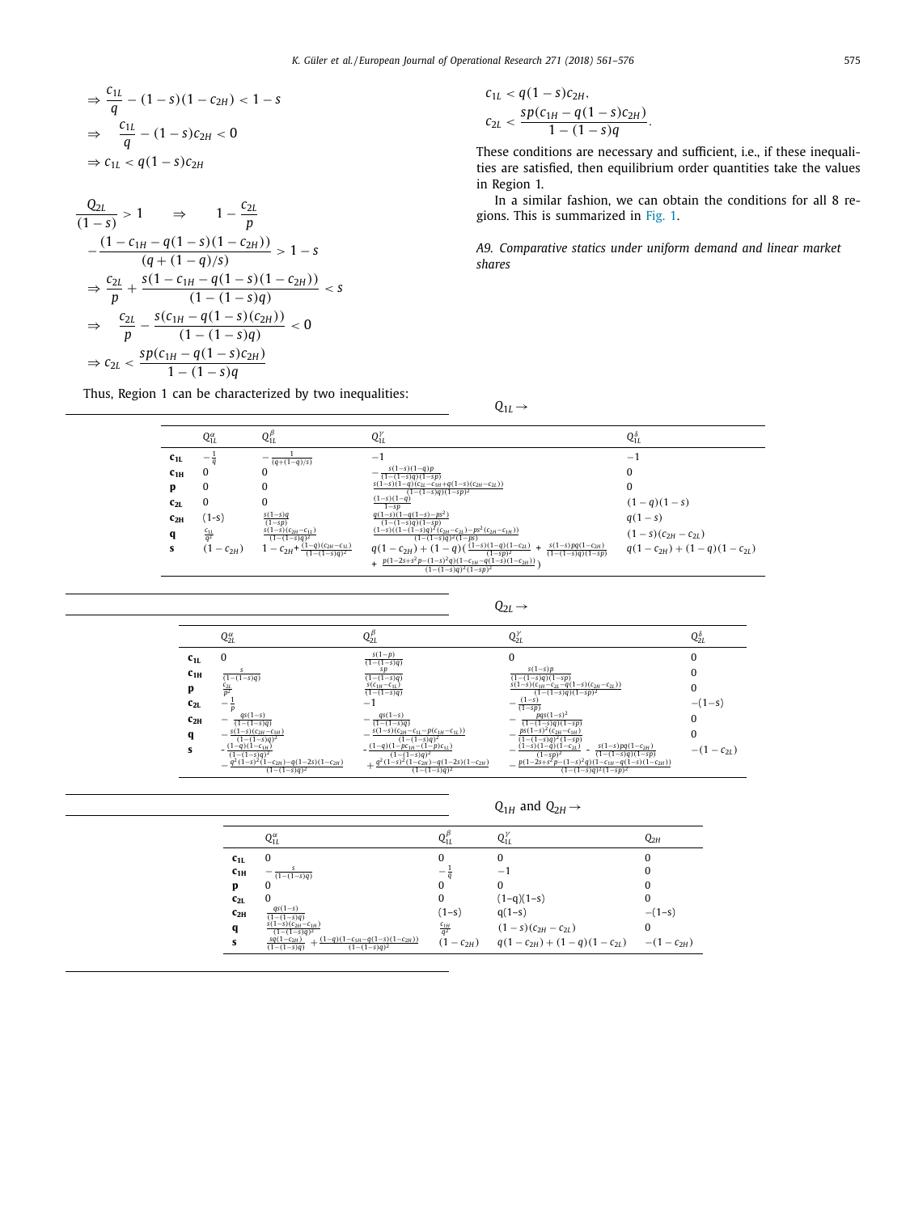$$\Rightarrow \frac{c_{1L}}{q} - (1-s)(1-c_{2H}) < 1-s$$

$$\Rightarrow \quad \frac{c_{1L}}{q} - (1-s)c_{2H} < 0$$

$$\Rightarrow c_{1L} < q(1-s)c_{2H}$$

$$\frac{Q_{2L}}{(1-s)} > 1 \qquad \Rightarrow \qquad 1 - \frac{c_{2L}}{p}$$

$$-\frac{(1-c_{1H}-q(1-s)(1-c_{2H}))}{(q+(1-q)/s)} > 1-s$$

$$\Rightarrow \frac{c_{2L}}{p} + \frac{s(1-c_{1H}-q(1-s)(1-c_{2H}))}{(1-(1-s)q)} < s$$

$$\Rightarrow \quad \frac{c_{2L}}{p} - \frac{s(c_{1H}-q(1-s)(c_{2H}))}{(1-(1-s)q)} < 0$$

$$\Rightarrow c_{2L} < \frac{sp(c_{1H}-q(1-s)c_{2H})}{1-(1-s)q}$$

Thus, Region 1 can be characterized by two inequalities:

$$c_{1L} < q(1-s)c_{2H},$$

$$c_{2L} < \frac{sp(c_{1H}-q(1-s)c_{2H})}{1-(1-s)q}.$$

These conditions are necessary and sufficient, i.e., if these inequalities are satisfied, then equilibrium order quantities take the values in Region 1.

In a similar fashion, we can obtain the conditions for all 8 regions. This is summarized in Fig. 1.

### A9. Comparative statics under uniform demand and linear market shares

$Q_{1L} \rightarrow$

| | $Q_{1L}^{\alpha}$ | $Q_{1L}^{\beta}$ | $Q_{1L}^{\gamma}$ | $Q_{1L}^{\delta}$ |
|---|---|---|---|---|
| **$c_{1L}$** | $-\frac{1}{q}$ | $-\frac{1}{(q+(1-q)/s)}$ | $-1$ | $-1$ |
| **$c_{1H}$** | $0$ | $0$ | $-\frac{s(1-s)(1-q)p}{(1-(1-s)q)(1-sp)}$ | $0$ |
| **p** | $0$ | $0$ | $\frac{s(1-s)(1-q)(c_{2L}-c_{1H}+q(1-s)(c_{2H}-c_{2L}))}{(1-(1-s)q)(1-sp)^2}$ | $0$ |
| **$c_{2L}$** | $0$ | $0$ | $\frac{(1-s)(1-q)}{1-sp}$ | $(1-q)(1-s)$ |
| **$c_{2H}$** | $(1\text{-}s)$ | $\frac{s(1-s)q}{(1-sp)}$ | $\frac{q(1-s)(1-q(1-s)-ps^2)}{(1-(1-s)q)(1-sp)}$ | $q(1-s)$ |
| **q** | $\frac{c_{1L}}{q^2}$ | $\frac{s(1-s)(c_{2H}-c_{1L})}{(1-(1-s)q)^2}$ | $\frac{(1-s)((1-(1-s)q)^2(c_{2H}-c_{2L})-ps^2(c_{2H}-c_{1H}))}{(1-(1-s)q)^2(1-ps)}$ | $(1-s)(c_{2H}-c_{2L})$ |
| **s** | $(1-c_{2H})$ | $1-c_{2H}+\frac{(1-q)(c_{2H}-c_{1L})}{(1-(1-s)q)^2}$ | $q(1-c_{2H})+(1-q)\left(\frac{(1-s)(1-q)(1-c_{2L})}{(1-sp)^2}+\frac{s(1-s)pq(1-c_{2H})}{(1-(1-s)q)(1-sp)}+\frac{p(1-2s+s^2p-(1-s)^2q)(1-c_{1H}-q(1-s)(1-c_{2H}))}{(1-(1-s)q)^2(1-sp)^2}\right)$ | $q(1-c_{2H})+(1-q)(1-c_{2L})$ |

$Q_{2L} \rightarrow$

| | $Q_{2L}^{\alpha}$ | $Q_{2L}^{\beta}$ | $Q_{2L}^{\gamma}$ | $Q_{2L}^{\delta}$ |
|---|---|---|---|---|
| **$c_{1L}$** | $0$ | $\frac{s(1-p)}{(1-(1-s)q)}$ | $0$ | $0$ |
| **$c_{1H}$** | $\frac{s}{(1-(1-s)q)}$ | $\frac{sp}{(1-(1-s)q)}$ | $\frac{s(1-s)p}{(1-(1-s)q)(1-sp)}$ | $0$ |
| **p** | $\frac{c_{2L}}{p^2}$ | $\frac{s(c_{1H}-c_{1L})}{(1-(1-s)q)}$ | $\frac{s(1-s)(c_{1H}-c_{2L}-q(1-s)(c_{2H}-c_{2L}))}{(1-(1-s)q)(1-sp)^2}$ | $0$ |
| **$c_{2L}$** | $-\frac{1}{p}$ | $-1$ | $-\frac{(1-s)}{(1-sp)}$ | $-(1-s)$ |
| **$c_{2H}$** | $-\frac{qs(1-s)}{(1-(1-s)q)}$ | $-\frac{qs(1-s)}{(1-(1-s)q)}$ | $-\frac{pqs(1-s)^2}{(1-(1-s)q)(1-sp)}$ | $0$ |
| **q** | $-\frac{s(1-s)(c_{2H}-c_{1H})}{(1-(1-s)q)^2}$ | $-\frac{s(1-s)(c_{2H}-c_{1L}-p(c_{1H}-c_{1L}))}{(1-(1-s)q)^2}$ | $-\frac{ps(1-s)^2(c_{2H}-c_{1H})}{(1-(1-s)q)^2(1-sp)}$ | $0$ |
| **s** | $-\frac{(1-q)(1-c_{1H})}{(1-(1-s)q)^2}-\frac{q^2(1-s)^2(1-c_{2H})-q(1-2s)(1-c_{2H})}{(1-(1-s)q)^2}$ | $-\frac{(1-q)(1-pc_{1H}-(1-p)c_{1L})}{(1-(1-s)q)^2}+\frac{q^2(1-s)^2(1-c_{2H})-q(1-2s)(1-c_{2H})}{(1-(1-s)q)^2}$ | $-\frac{(1-s)(1-q)(1-c_{2L})}{(1-sp)^2}-\frac{s(1-s)pq(1-c_{2H})}{(1-(1-s)q)(1-sp)}-\frac{p(1-2s+s^2p-(1-s)^2q)(1-c_{1H}-q(1-s)(1-c_{2H}))}{(1-(1-s)q)^2(1-sp)^2}$ | $-(1-c_{2L})$ |

$Q_{1H}$ and $Q_{2H} \rightarrow$

| | $Q_{1L}^{\alpha}$ | $Q_{1L}^{\beta}$ | $Q_{1L}^{\gamma}$ | $Q_{2H}$ |
|---|---|---|---|---|
| **$c_{1L}$** | $0$ | $0$ | $0$ | $0$ |
| **$c_{1H}$** | $-\frac{s}{(1-(1-s)q)}$ | $-\frac{1}{q}$ | $-1$ | $0$ |
| **p** | $0$ | $0$ | $0$ | $0$ |
| **$c_{2L}$** | $0$ | $0$ | $(1\text{-}q)(1\text{-}s)$ | $0$ |
| **$c_{2H}$** | $\frac{qs(1-s)}{(1-(1-s)q)}$ | $(1\text{-}s)$ | $q(1\text{-}s)$ | $-(1\text{-}s)$ |
| **q** | $\frac{s(1-s)(c_{2H}-c_{1H})}{(1-(1-s)q)^2}$ | $\frac{c_{1H}}{q^2}$ | $(1-s)(c_{2H}-c_{2L})$ | $0$ |
| **s** | $\frac{sq(1-c_{2H})}{(1-(1-s)q)}+\frac{(1-q)(1-c_{1H}-q(1-s)(1-c_{2H}))}{(1-(1-s)q)^2}$ | $(1-c_{2H})$ | $q(1-c_{2H})+(1-q)(1-c_{2L})$ | $-(1-c_{2H})$ |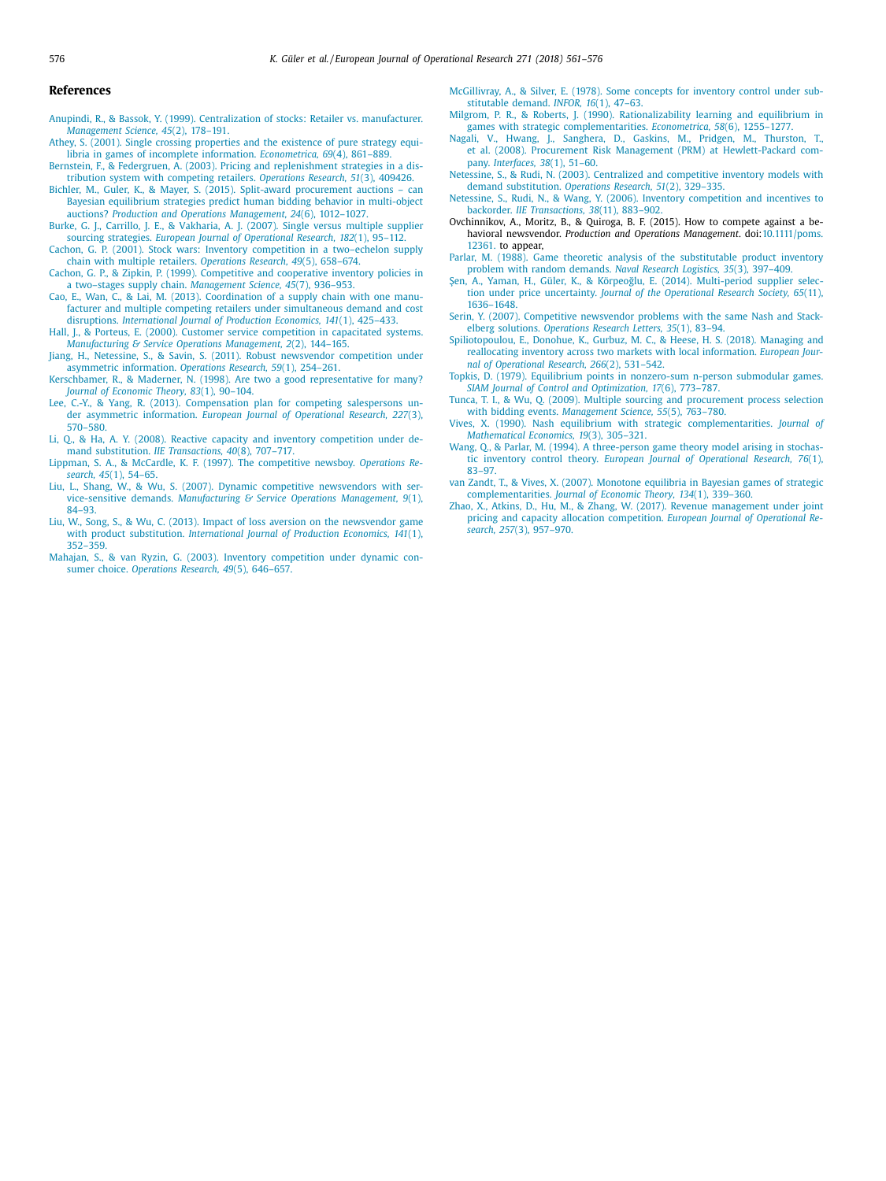## References

Anupindi, R., & Bassok, Y. (1999). Centralization of stocks: Retailer vs. manufacturer. *Management Science, 45*(2), 178–191.

Athey, S. (2001). Single crossing properties and the existence of pure strategy equilibria in games of incomplete information. *Econometrica, 69*(4), 861–889.

Bernstein, F., & Federgruen, A. (2003). Pricing and replenishment strategies in a distribution system with competing retailers. *Operations Research, 51*(3), 409426.

Bichler, M., Guler, K., & Mayer, S. (2015). Split-award procurement auctions – can Bayesian equilibrium strategies predict human bidding behavior in multi-object auctions? *Production and Operations Management, 24*(6), 1012–1027.

Burke, G. J., Carrillo, J. E., & Vakharia, A. J. (2007). Single versus multiple supplier sourcing strategies. *European Journal of Operational Research, 182*(1), 95–112.

Cachon, G. P. (2001). Stock wars: Inventory competition in a two–echelon supply chain with multiple retailers. *Operations Research, 49*(5), 658–674.

Cachon, G. P., & Zipkin, P. (1999). Competitive and cooperative inventory policies in a two–stages supply chain. *Management Science, 45*(7), 936–953.

Cao, E., Wan, C., & Lai, M. (2013). Coordination of a supply chain with one manufacturer and multiple competing retailers under simultaneous demand and cost disruptions. *International Journal of Production Economics, 141*(1), 425–433.

Hall, J., & Porteus, E. (2000). Customer service competition in capacitated systems. *Manufacturing & Service Operations Management, 2*(2), 144–165.

Jiang, H., Netessine, S., & Savin, S. (2011). Robust newsvendor competition under asymmetric information. *Operations Research, 59*(1), 254–261.

Kerschbamer, R., & Maderner, N. (1998). Are two a good representative for many? *Journal of Economic Theory, 83*(1), 90–104.

Lee, C.-Y., & Yang, R. (2013). Compensation plan for competing salespersons under asymmetric information. *European Journal of Operational Research, 227*(3), 570–580.

Li, Q., & Ha, A. Y. (2008). Reactive capacity and inventory competition under demand substitution. *IIE Transactions, 40*(8), 707–717.

Lippman, S. A., & McCardle, K. F. (1997). The competitive newsboy. *Operations Research, 45*(1), 54–65.

Liu, L., Shang, W., & Wu, S. (2007). Dynamic competitive newsvendors with service-sensitive demands. *Manufacturing & Service Operations Management, 9*(1), 84–93.

Liu, W., Song, S., & Wu, C. (2013). Impact of loss aversion on the newsvendor game with product substitution. *International Journal of Production Economics, 141*(1), 352–359.

Mahajan, S., & van Ryzin, G. (2003). Inventory competition under dynamic consumer choice. *Operations Research, 49*(5), 646–657.

McGillivray, A., & Silver, E. (1978). Some concepts for inventory control under substitutable demand. *INFOR, 16*(1), 47–63.

Milgrom, P. R., & Roberts, J. (1990). Rationalizability learning and equilibrium in games with strategic complementarities. *Econometrica, 58*(6), 1255–1277.

Nagali, V., Hwang, J., Sanghera, D., Gaskins, M., Pridgen, M., Thurston, T., et al. (2008). Procurement Risk Management (PRM) at Hewlett-Packard company. *Interfaces, 38*(1), 51–60.

Netessine, S., & Rudi, N. (2003). Centralized and competitive inventory models with demand substitution. *Operations Research, 51*(2), 329–335.

Netessine, S., Rudi, N., & Wang, Y. (2006). Inventory competition and incentives to backorder. *IIE Transactions, 38*(11), 883–902.

Ovchinnikov, A., Moritz, B., & Quiroga, B. F. (2015). How to compete against a behavioral newsvendor. *Production and Operations Management*. doi:10.1111/poms.12361. to appear,

Parlar, M. (1988). Game theoretic analysis of the substitutable product inventory problem with random demands. *Naval Research Logistics, 35*(3), 397–409.

Şen, A., Yaman, H., Güler, K., & Körpeoğlu, E. (2014). Multi-period supplier selection under price uncertainty. *Journal of the Operational Research Society, 65*(11), 1636–1648.

Serin, Y. (2007). Competitive newsvendor problems with the same Nash and Stackelberg solutions. *Operations Research Letters, 35*(1), 83–94.

Spiliotopoulou, E., Donohue, K., Gurbuz, M. C., & Heese, H. S. (2018). Managing and reallocating inventory across two markets with local information. *European Journal of Operational Research, 266*(2), 531–542.

Topkis, D. (1979). Equilibrium points in nonzero-sum n-person submodular games. *SIAM Journal of Control and Optimization, 17*(6), 773–787.

Tunca, T. I., & Wu, Q. (2009). Multiple sourcing and procurement process selection with bidding events. *Management Science, 55*(5), 763–780.

Vives, X. (1990). Nash equilibrium with strategic complementarities. *Journal of Mathematical Economics, 19*(3), 305–321.

Wang, Q., & Parlar, M. (1994). A three-person game theory model arising in stochastic inventory control theory. *European Journal of Operational Research, 76*(1), 83–97.

van Zandt, T., & Vives, X. (2007). Monotone equilibria in Bayesian games of strategic complementarities. *Journal of Economic Theory, 134*(1), 339–360.

Zhao, X., Atkins, D., Hu, M., & Zhang, W. (2017). Revenue management under joint pricing and capacity allocation competition. *European Journal of Operational Research, 257*(3), 957–970.